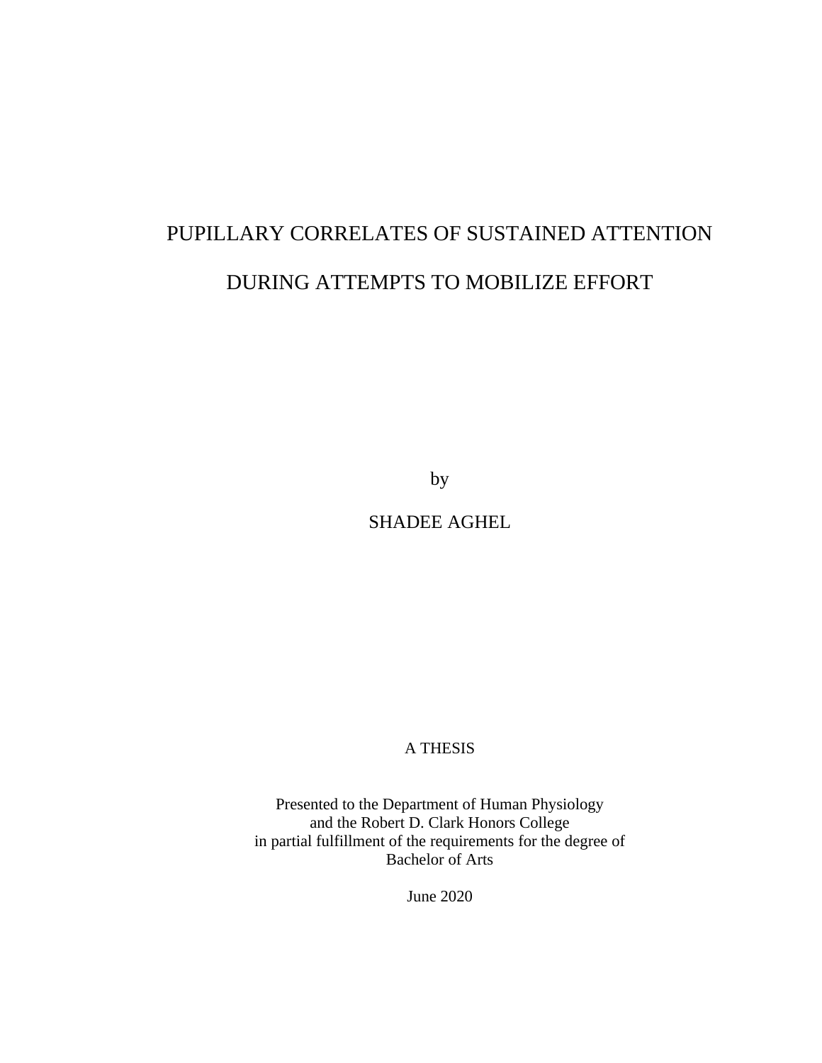# PUPILLARY CORRELATES OF SUSTAINED ATTENTION DURING ATTEMPTS TO MOBILIZE EFFORT

by

SHADEE AGHEL

A THESIS

Presented to the Department of Human Physiology
and the Robert D. Clark Honors College
in partial fulfillment of the requirements for the degree of
Bachelor of Arts

June 2020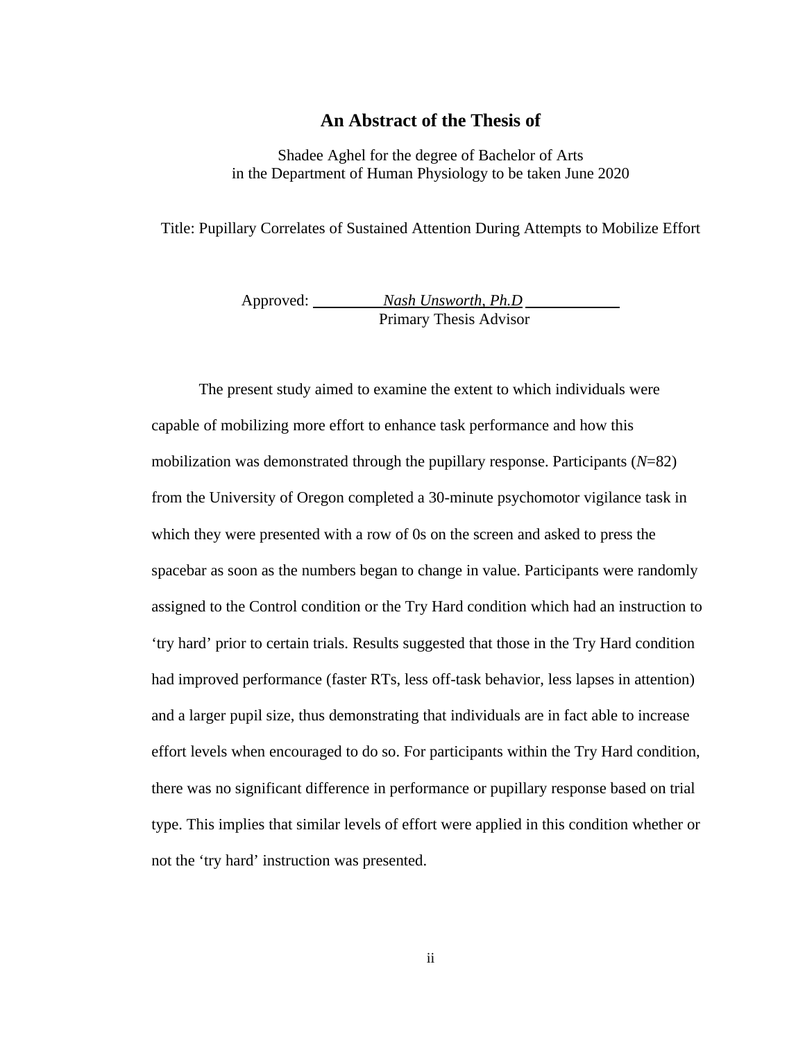# An Abstract of the Thesis of

Shadee Aghel for the degree of Bachelor of Arts
in the Department of Human Physiology to be taken June 2020

Title: Pupillary Correlates of Sustained Attention During Attempts to Mobilize Effort

Approved: *Nash Unsworth, Ph.D*
Primary Thesis Advisor

The present study aimed to examine the extent to which individuals were capable of mobilizing more effort to enhance task performance and how this mobilization was demonstrated through the pupillary response. Participants ($N$=82) from the University of Oregon completed a 30-minute psychomotor vigilance task in which they were presented with a row of 0s on the screen and asked to press the spacebar as soon as the numbers began to change in value. Participants were randomly assigned to the Control condition or the Try Hard condition which had an instruction to 'try hard' prior to certain trials. Results suggested that those in the Try Hard condition had improved performance (faster RTs, less off-task behavior, less lapses in attention) and a larger pupil size, thus demonstrating that individuals are in fact able to increase effort levels when encouraged to do so. For participants within the Try Hard condition, there was no significant difference in performance or pupillary response based on trial type. This implies that similar levels of effort were applied in this condition whether or not the 'try hard' instruction was presented.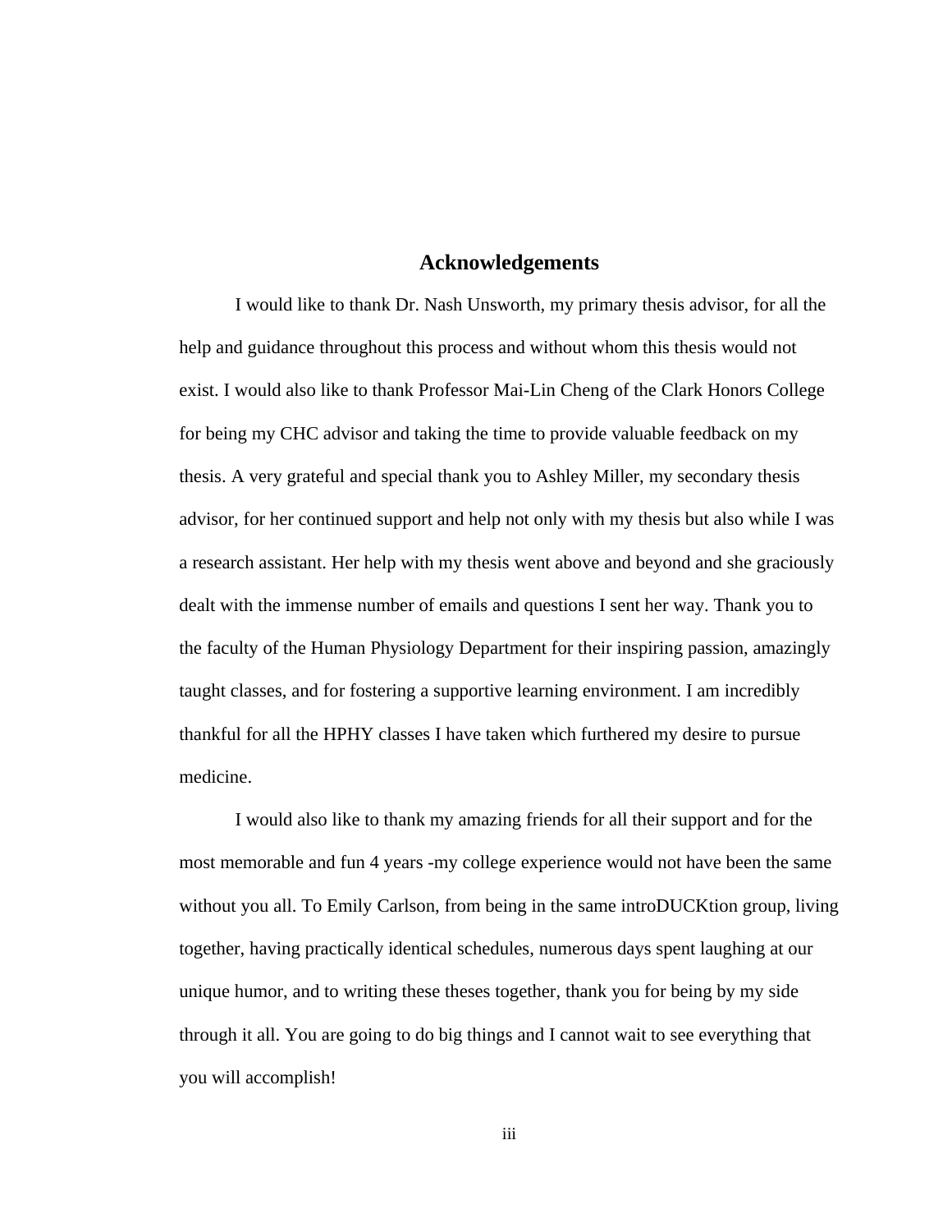# Acknowledgements

I would like to thank Dr. Nash Unsworth, my primary thesis advisor, for all the help and guidance throughout this process and without whom this thesis would not exist. I would also like to thank Professor Mai-Lin Cheng of the Clark Honors College for being my CHC advisor and taking the time to provide valuable feedback on my thesis. A very grateful and special thank you to Ashley Miller, my secondary thesis advisor, for her continued support and help not only with my thesis but also while I was a research assistant. Her help with my thesis went above and beyond and she graciously dealt with the immense number of emails and questions I sent her way. Thank you to the faculty of the Human Physiology Department for their inspiring passion, amazingly taught classes, and for fostering a supportive learning environment. I am incredibly thankful for all the HPHY classes I have taken which furthered my desire to pursue medicine.

I would also like to thank my amazing friends for all their support and for the most memorable and fun 4 years -my college experience would not have been the same without you all. To Emily Carlson, from being in the same introDUCKtion group, living together, having practically identical schedules, numerous days spent laughing at our unique humor, and to writing these theses together, thank you for being by my side through it all. You are going to do big things and I cannot wait to see everything that you will accomplish!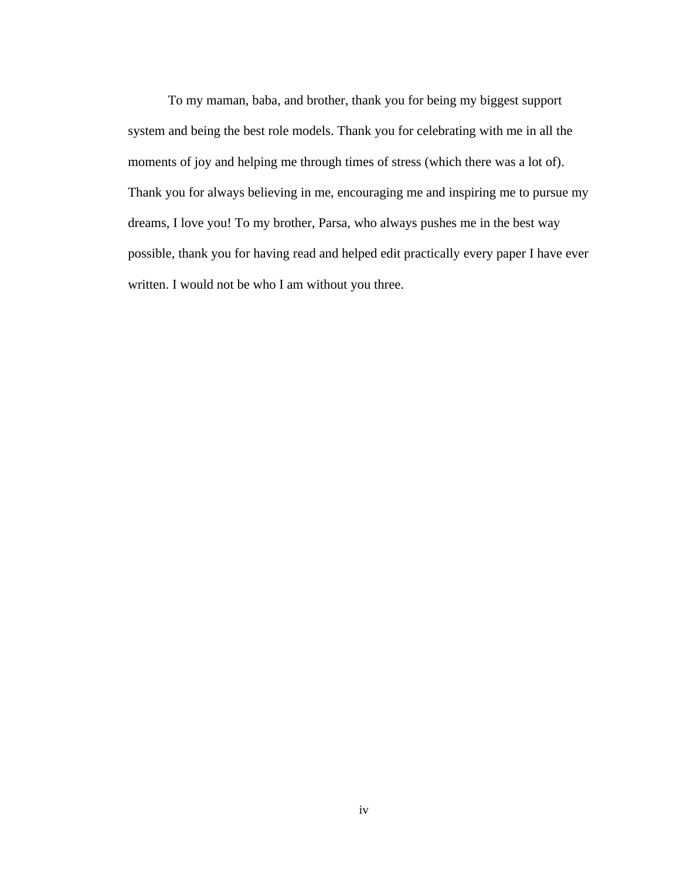To my maman, baba, and brother, thank you for being my biggest support system and being the best role models. Thank you for celebrating with me in all the moments of joy and helping me through times of stress (which there was a lot of). Thank you for always believing in me, encouraging me and inspiring me to pursue my dreams, I love you! To my brother, Parsa, who always pushes me in the best way possible, thank you for having read and helped edit practically every paper I have ever written. I would not be who I am without you three.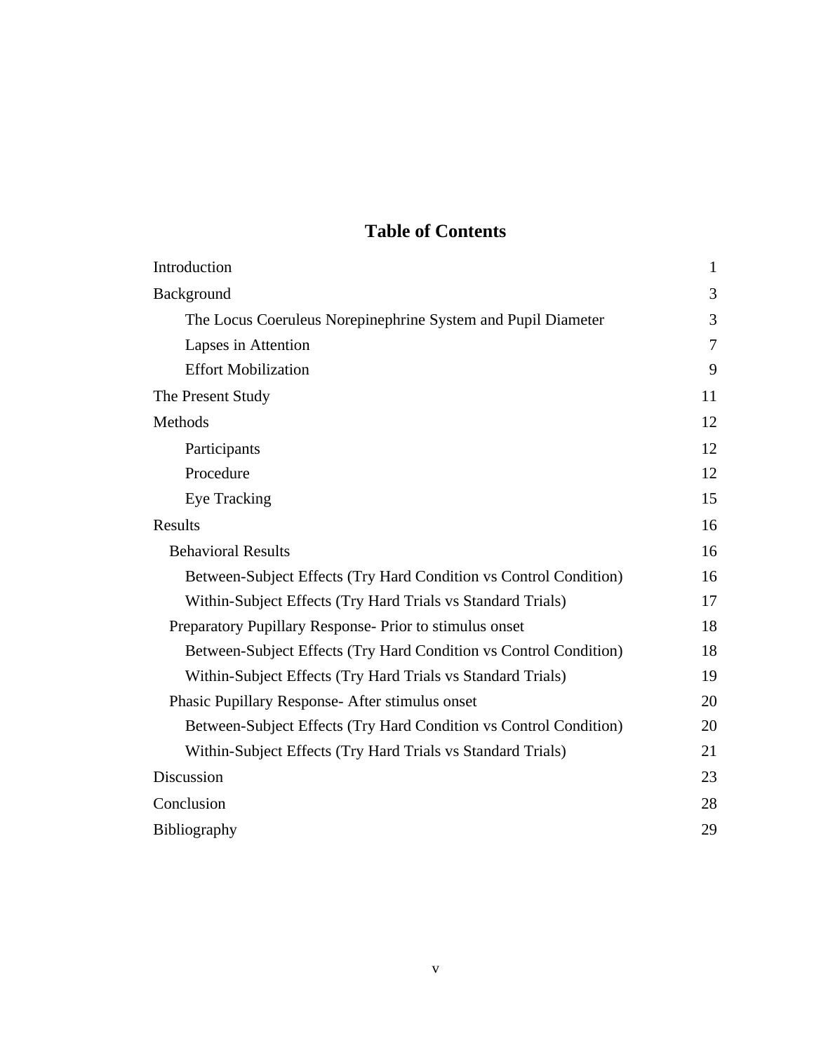# Table of Contents

| | |
|---|---|
| Introduction | 1 |
| Background | 3 |
| The Locus Coeruleus Norepinephrine System and Pupil Diameter | 3 |
| Lapses in Attention | 7 |
| Effort Mobilization | 9 |
| The Present Study | 11 |
| Methods | 12 |
| Participants | 12 |
| Procedure | 12 |
| Eye Tracking | 15 |
| Results | 16 |
| Behavioral Results | 16 |
| Between-Subject Effects (Try Hard Condition vs Control Condition) | 16 |
| Within-Subject Effects (Try Hard Trials vs Standard Trials) | 17 |
| Preparatory Pupillary Response- Prior to stimulus onset | 18 |
| Between-Subject Effects (Try Hard Condition vs Control Condition) | 18 |
| Within-Subject Effects (Try Hard Trials vs Standard Trials) | 19 |
| Phasic Pupillary Response- After stimulus onset | 20 |
| Between-Subject Effects (Try Hard Condition vs Control Condition) | 20 |
| Within-Subject Effects (Try Hard Trials vs Standard Trials) | 21 |
| Discussion | 23 |
| Conclusion | 28 |
| Bibliography | 29 |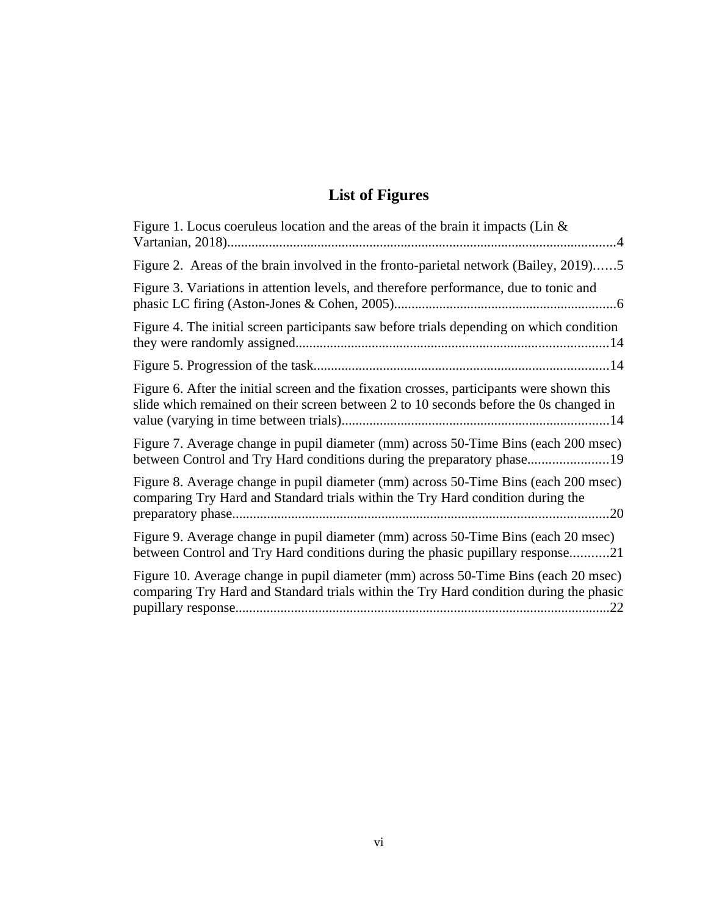# List of Figures

Figure 1. Locus coeruleus location and the areas of the brain it impacts (Lin & Vartanian, 2018)................................................................................................................4

Figure 2. Areas of the brain involved in the fronto-parietal network (Bailey, 2019)……5

Figure 3. Variations in attention levels, and therefore performance, due to tonic and phasic LC firing (Aston-Jones & Cohen, 2005)................................................................6

Figure 4. The initial screen participants saw before trials depending on which condition they were randomly assigned..........................................................................................14

Figure 5. Progression of the task.....................................................................................14

Figure 6. After the initial screen and the fixation crosses, participants were shown this slide which remained on their screen between 2 to 10 seconds before the 0s changed in value (varying in time between trials).............................................................................14

Figure 7. Average change in pupil diameter (mm) across 50-Time Bins (each 200 msec) between Control and Try Hard conditions during the preparatory phase.......................19

Figure 8. Average change in pupil diameter (mm) across 50-Time Bins (each 200 msec) comparing Try Hard and Standard trials within the Try Hard condition during the preparatory phase............................................................................................................20

Figure 9. Average change in pupil diameter (mm) across 50-Time Bins (each 20 msec) between Control and Try Hard conditions during the phasic pupillary response...........21

Figure 10. Average change in pupil diameter (mm) across 50-Time Bins (each 20 msec) comparing Try Hard and Standard trials within the Try Hard condition during the phasic pupillary response...........................................................................................................22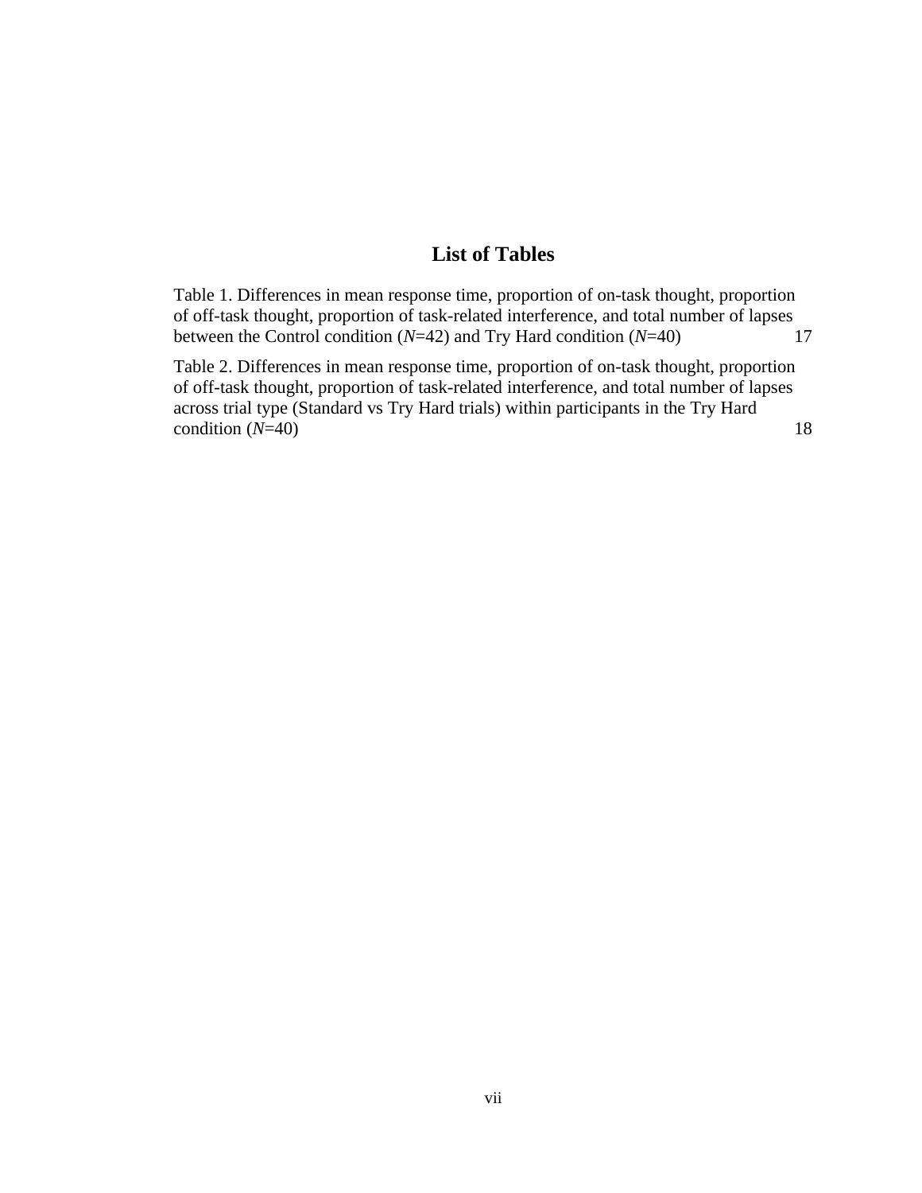## List of Tables

Table 1. Differences in mean response time, proportion of on-task thought, proportion of off-task thought, proportion of task-related interference, and total number of lapses between the Control condition (*N*=42) and Try Hard condition (*N*=40) 17

Table 2. Differences in mean response time, proportion of on-task thought, proportion of off-task thought, proportion of task-related interference, and total number of lapses across trial type (Standard vs Try Hard trials) within participants in the Try Hard condition (*N*=40) 18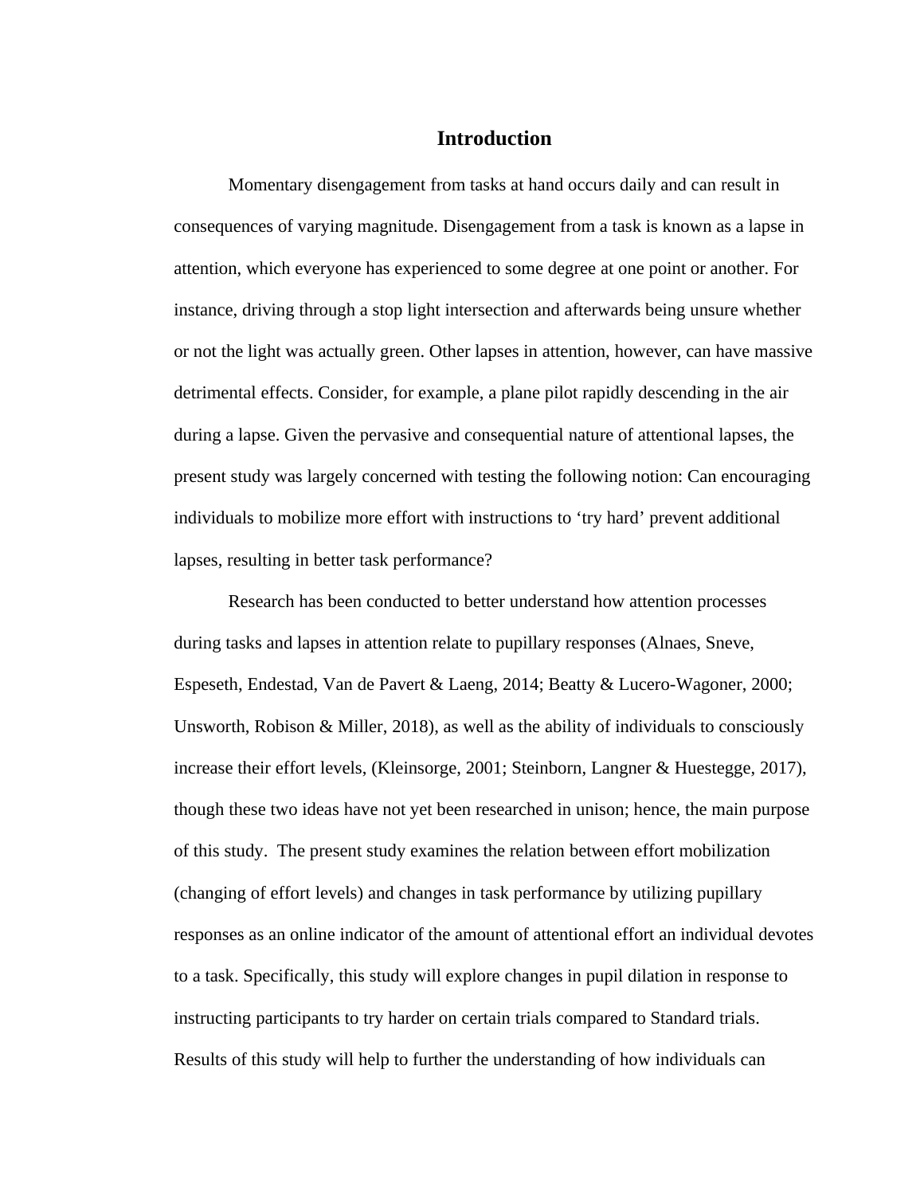# Introduction

Momentary disengagement from tasks at hand occurs daily and can result in consequences of varying magnitude. Disengagement from a task is known as a lapse in attention, which everyone has experienced to some degree at one point or another. For instance, driving through a stop light intersection and afterwards being unsure whether or not the light was actually green. Other lapses in attention, however, can have massive detrimental effects. Consider, for example, a plane pilot rapidly descending in the air during a lapse. Given the pervasive and consequential nature of attentional lapses, the present study was largely concerned with testing the following notion: Can encouraging individuals to mobilize more effort with instructions to 'try hard' prevent additional lapses, resulting in better task performance?

Research has been conducted to better understand how attention processes during tasks and lapses in attention relate to pupillary responses (Alnaes, Sneve, Espeseth, Endestad, Van de Pavert & Laeng, 2014; Beatty & Lucero-Wagoner, 2000; Unsworth, Robison & Miller, 2018), as well as the ability of individuals to consciously increase their effort levels, (Kleinsorge, 2001; Steinborn, Langner & Huestegge, 2017), though these two ideas have not yet been researched in unison; hence, the main purpose of this study. The present study examines the relation between effort mobilization (changing of effort levels) and changes in task performance by utilizing pupillary responses as an online indicator of the amount of attentional effort an individual devotes to a task. Specifically, this study will explore changes in pupil dilation in response to instructing participants to try harder on certain trials compared to Standard trials. Results of this study will help to further the understanding of how individuals can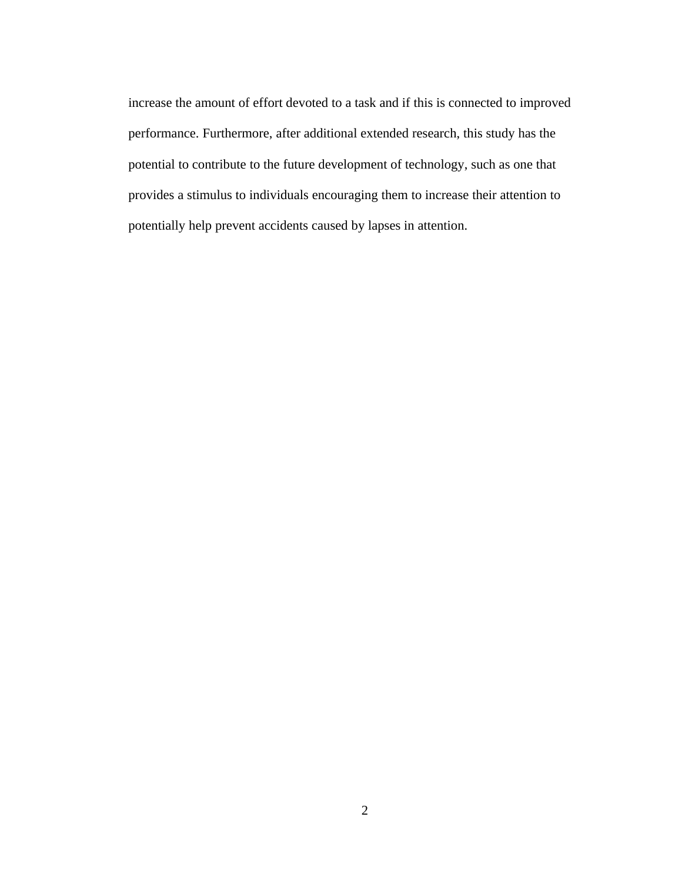increase the amount of effort devoted to a task and if this is connected to improved performance. Furthermore, after additional extended research, this study has the potential to contribute to the future development of technology, such as one that provides a stimulus to individuals encouraging them to increase their attention to potentially help prevent accidents caused by lapses in attention.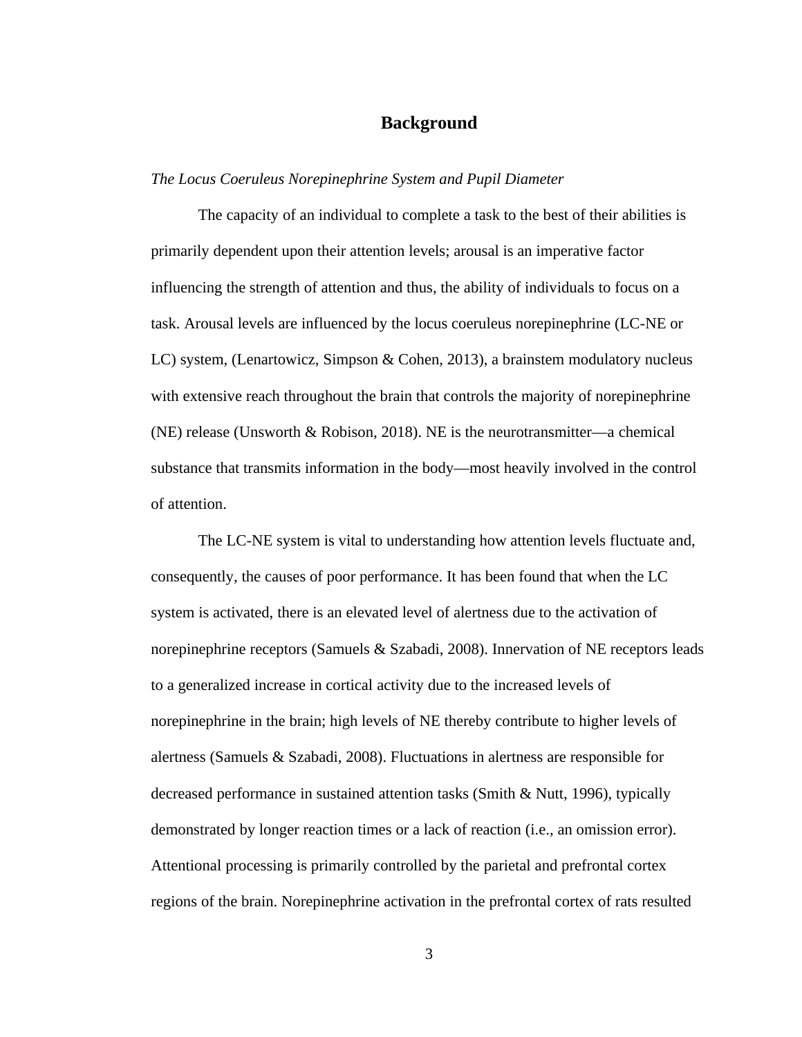# Background

*The Locus Coeruleus Norepinephrine System and Pupil Diameter*

The capacity of an individual to complete a task to the best of their abilities is primarily dependent upon their attention levels; arousal is an imperative factor influencing the strength of attention and thus, the ability of individuals to focus on a task. Arousal levels are influenced by the locus coeruleus norepinephrine (LC-NE or LC) system, (Lenartowicz, Simpson & Cohen, 2013), a brainstem modulatory nucleus with extensive reach throughout the brain that controls the majority of norepinephrine (NE) release (Unsworth & Robison, 2018). NE is the neurotransmitter—a chemical substance that transmits information in the body—most heavily involved in the control of attention.

The LC-NE system is vital to understanding how attention levels fluctuate and, consequently, the causes of poor performance. It has been found that when the LC system is activated, there is an elevated level of alertness due to the activation of norepinephrine receptors (Samuels & Szabadi, 2008). Innervation of NE receptors leads to a generalized increase in cortical activity due to the increased levels of norepinephrine in the brain; high levels of NE thereby contribute to higher levels of alertness (Samuels & Szabadi, 2008). Fluctuations in alertness are responsible for decreased performance in sustained attention tasks (Smith & Nutt, 1996), typically demonstrated by longer reaction times or a lack of reaction (i.e., an omission error). Attentional processing is primarily controlled by the parietal and prefrontal cortex regions of the brain. Norepinephrine activation in the prefrontal cortex of rats resulted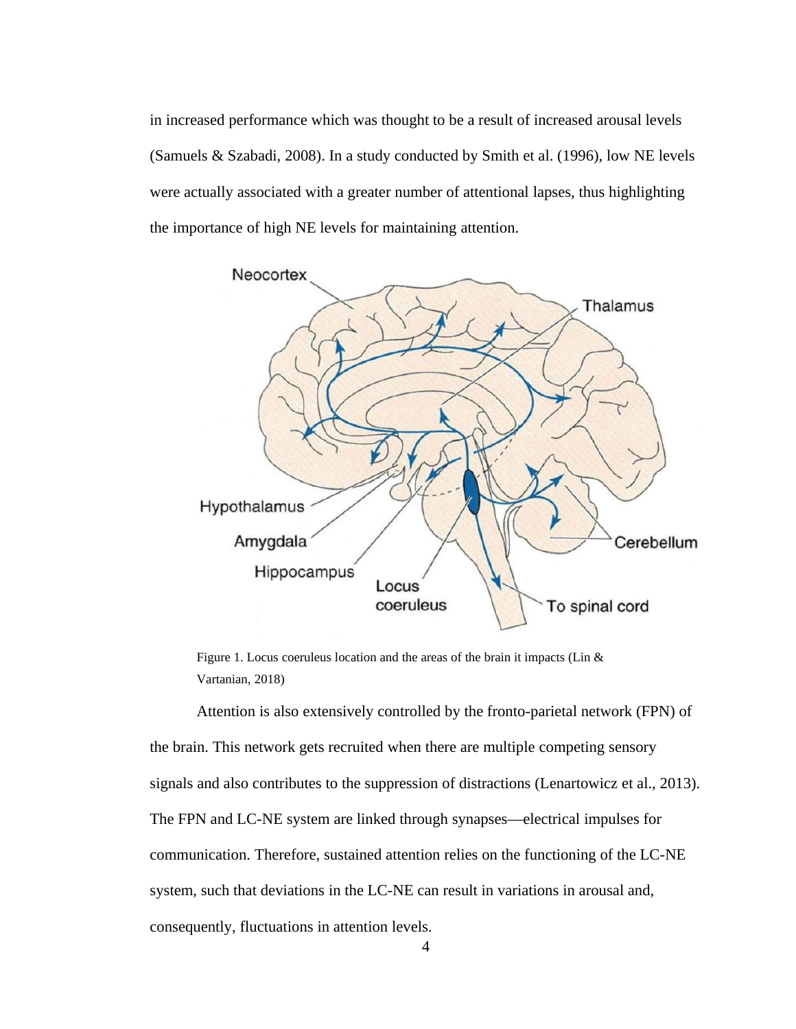in increased performance which was thought to be a result of increased arousal levels (Samuels & Szabadi, 2008). In a study conducted by Smith et al. (1996), low NE levels were actually associated with a greater number of attentional lapses, thus highlighting the importance of high NE levels for maintaining attention.

Figure 1. Locus coeruleus location and the areas of the brain it impacts (Lin & Vartanian, 2018)

Attention is also extensively controlled by the fronto-parietal network (FPN) of the brain. This network gets recruited when there are multiple competing sensory signals and also contributes to the suppression of distractions (Lenartowicz et al., 2013). The FPN and LC-NE system are linked through synapses—electrical impulses for communication. Therefore, sustained attention relies on the functioning of the LC-NE system, such that deviations in the LC-NE can result in variations in arousal and, consequently, fluctuations in attention levels.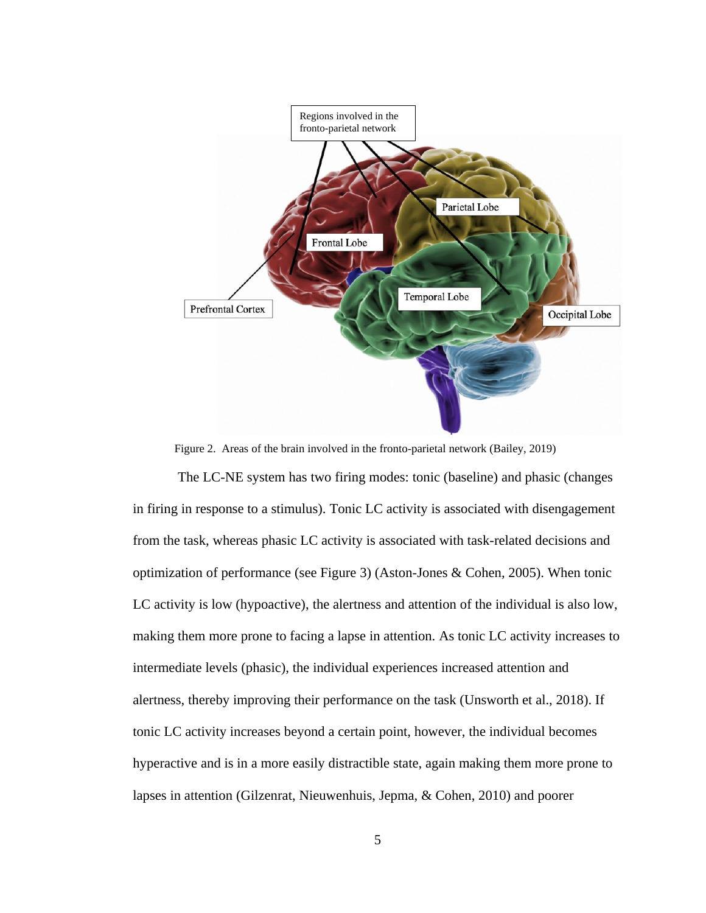Figure 2. Areas of the brain involved in the fronto-parietal network (Bailey, 2019)

The LC-NE system has two firing modes: tonic (baseline) and phasic (changes in firing in response to a stimulus). Tonic LC activity is associated with disengagement from the task, whereas phasic LC activity is associated with task-related decisions and optimization of performance (see Figure 3) (Aston-Jones & Cohen, 2005). When tonic LC activity is low (hypoactive), the alertness and attention of the individual is also low, making them more prone to facing a lapse in attention. As tonic LC activity increases to intermediate levels (phasic), the individual experiences increased attention and alertness, thereby improving their performance on the task (Unsworth et al., 2018). If tonic LC activity increases beyond a certain point, however, the individual becomes hyperactive and is in a more easily distractible state, again making them more prone to lapses in attention (Gilzenrat, Nieuwenhuis, Jepma, & Cohen, 2010) and poorer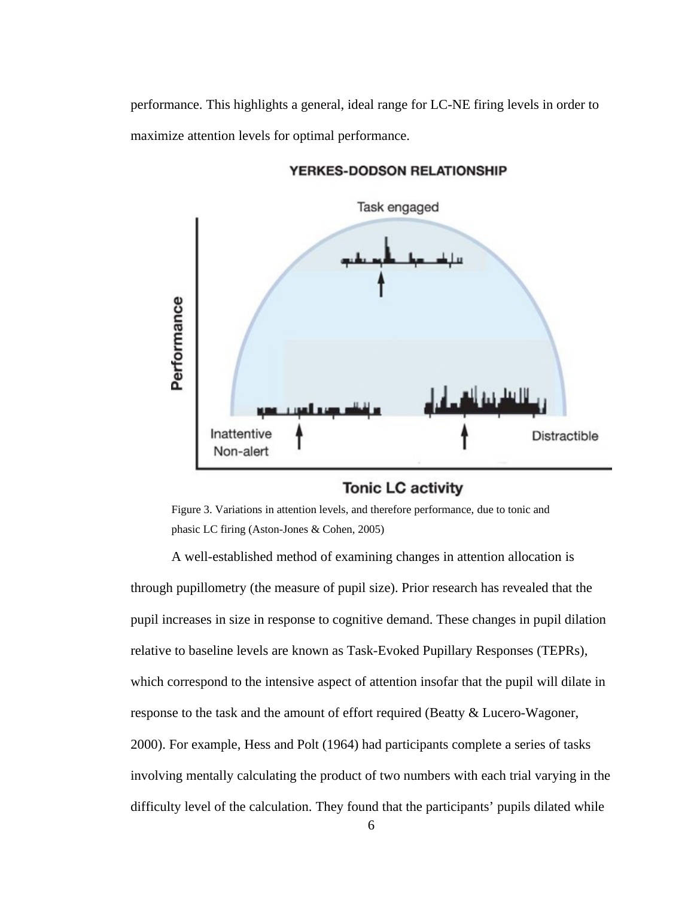performance. This highlights a general, ideal range for LC-NE firing levels in order to maximize attention levels for optimal performance.

Figure 3. Variations in attention levels, and therefore performance, due to tonic and phasic LC firing (Aston-Jones & Cohen, 2005)

A well-established method of examining changes in attention allocation is through pupillometry (the measure of pupil size). Prior research has revealed that the pupil increases in size in response to cognitive demand. These changes in pupil dilation relative to baseline levels are known as Task-Evoked Pupillary Responses (TEPRs), which correspond to the intensive aspect of attention insofar that the pupil will dilate in response to the task and the amount of effort required (Beatty & Lucero-Wagoner, 2000). For example, Hess and Polt (1964) had participants complete a series of tasks involving mentally calculating the product of two numbers with each trial varying in the difficulty level of the calculation. They found that the participants' pupils dilated while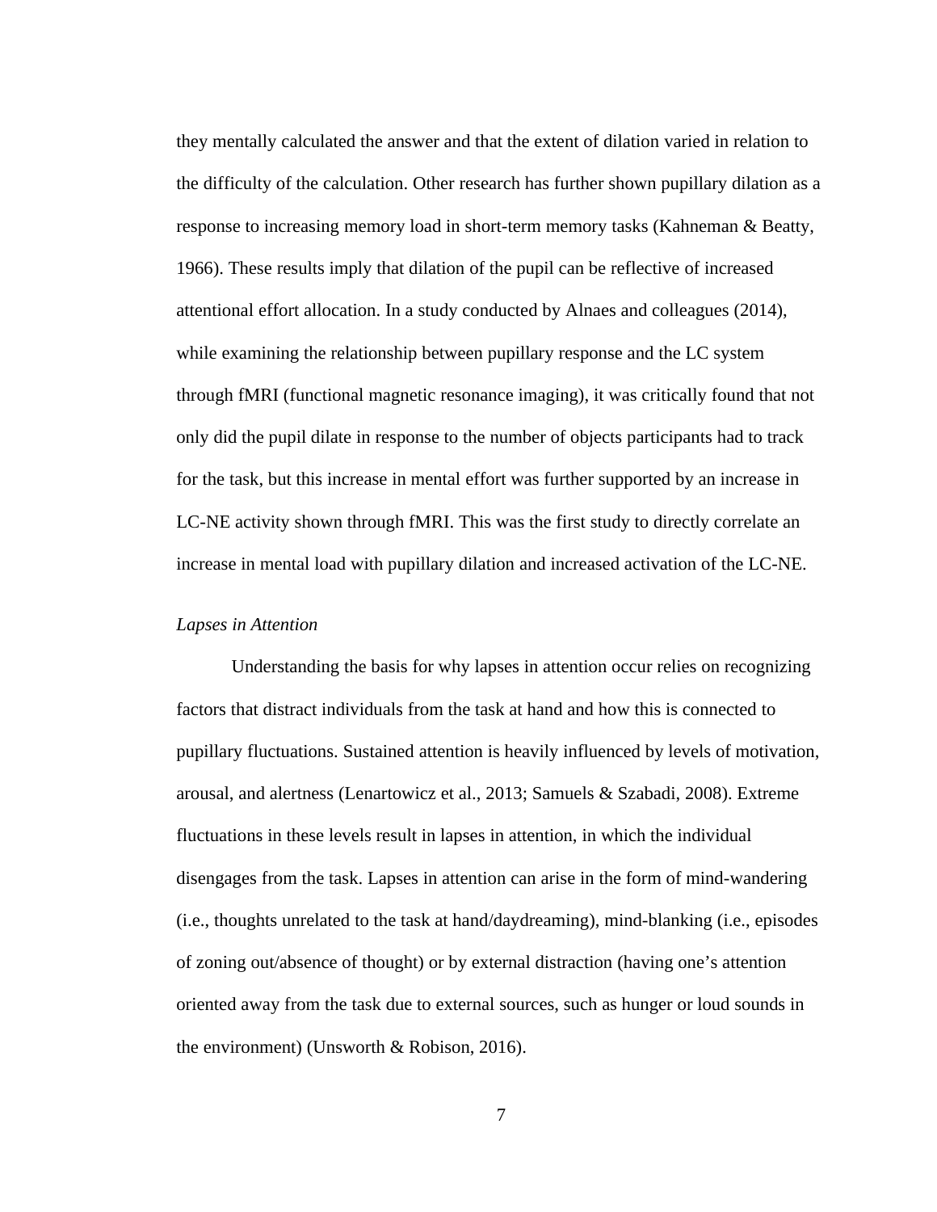they mentally calculated the answer and that the extent of dilation varied in relation to the difficulty of the calculation. Other research has further shown pupillary dilation as a response to increasing memory load in short-term memory tasks (Kahneman & Beatty, 1966). These results imply that dilation of the pupil can be reflective of increased attentional effort allocation. In a study conducted by Alnaes and colleagues (2014), while examining the relationship between pupillary response and the LC system through fMRI (functional magnetic resonance imaging), it was critically found that not only did the pupil dilate in response to the number of objects participants had to track for the task, but this increase in mental effort was further supported by an increase in LC-NE activity shown through fMRI. This was the first study to directly correlate an increase in mental load with pupillary dilation and increased activation of the LC-NE.

*Lapses in Attention*

Understanding the basis for why lapses in attention occur relies on recognizing factors that distract individuals from the task at hand and how this is connected to pupillary fluctuations. Sustained attention is heavily influenced by levels of motivation, arousal, and alertness (Lenartowicz et al., 2013; Samuels & Szabadi, 2008). Extreme fluctuations in these levels result in lapses in attention, in which the individual disengages from the task. Lapses in attention can arise in the form of mind-wandering (i.e., thoughts unrelated to the task at hand/daydreaming), mind-blanking (i.e., episodes of zoning out/absence of thought) or by external distraction (having one's attention oriented away from the task due to external sources, such as hunger or loud sounds in the environment) (Unsworth & Robison, 2016).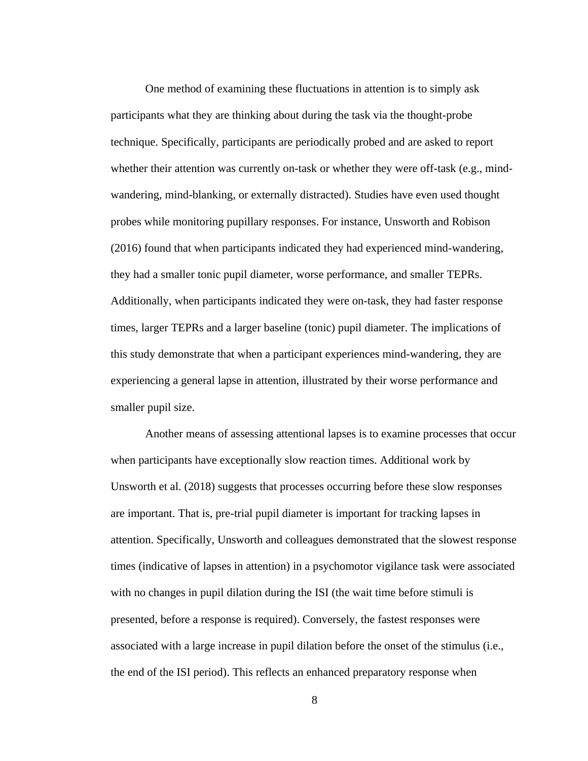One method of examining these fluctuations in attention is to simply ask participants what they are thinking about during the task via the thought-probe technique. Specifically, participants are periodically probed and are asked to report whether their attention was currently on-task or whether they were off-task (e.g., mind-wandering, mind-blanking, or externally distracted). Studies have even used thought probes while monitoring pupillary responses. For instance, Unsworth and Robison (2016) found that when participants indicated they had experienced mind-wandering, they had a smaller tonic pupil diameter, worse performance, and smaller TEPRs. Additionally, when participants indicated they were on-task, they had faster response times, larger TEPRs and a larger baseline (tonic) pupil diameter. The implications of this study demonstrate that when a participant experiences mind-wandering, they are experiencing a general lapse in attention, illustrated by their worse performance and smaller pupil size.

Another means of assessing attentional lapses is to examine processes that occur when participants have exceptionally slow reaction times. Additional work by Unsworth et al. (2018) suggests that processes occurring before these slow responses are important. That is, pre-trial pupil diameter is important for tracking lapses in attention. Specifically, Unsworth and colleagues demonstrated that the slowest response times (indicative of lapses in attention) in a psychomotor vigilance task were associated with no changes in pupil dilation during the ISI (the wait time before stimuli is presented, before a response is required). Conversely, the fastest responses were associated with a large increase in pupil dilation before the onset of the stimulus (i.e., the end of the ISI period). This reflects an enhanced preparatory response when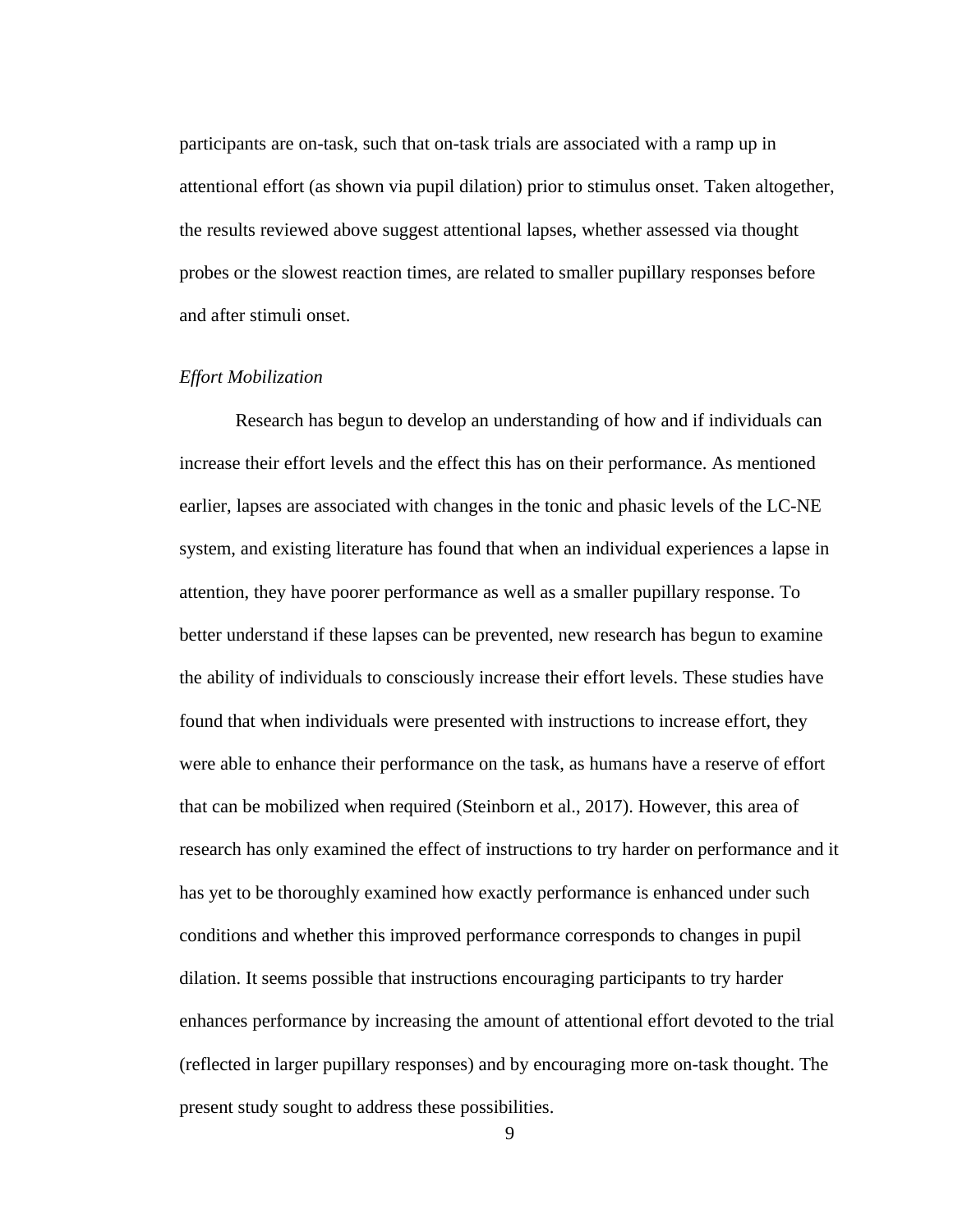participants are on-task, such that on-task trials are associated with a ramp up in attentional effort (as shown via pupil dilation) prior to stimulus onset. Taken altogether, the results reviewed above suggest attentional lapses, whether assessed via thought probes or the slowest reaction times, are related to smaller pupillary responses before and after stimuli onset.

### *Effort Mobilization*

Research has begun to develop an understanding of how and if individuals can increase their effort levels and the effect this has on their performance. As mentioned earlier, lapses are associated with changes in the tonic and phasic levels of the LC-NE system, and existing literature has found that when an individual experiences a lapse in attention, they have poorer performance as well as a smaller pupillary response. To better understand if these lapses can be prevented, new research has begun to examine the ability of individuals to consciously increase their effort levels. These studies have found that when individuals were presented with instructions to increase effort, they were able to enhance their performance on the task, as humans have a reserve of effort that can be mobilized when required (Steinborn et al., 2017). However, this area of research has only examined the effect of instructions to try harder on performance and it has yet to be thoroughly examined how exactly performance is enhanced under such conditions and whether this improved performance corresponds to changes in pupil dilation. It seems possible that instructions encouraging participants to try harder enhances performance by increasing the amount of attentional effort devoted to the trial (reflected in larger pupillary responses) and by encouraging more on-task thought. The present study sought to address these possibilities.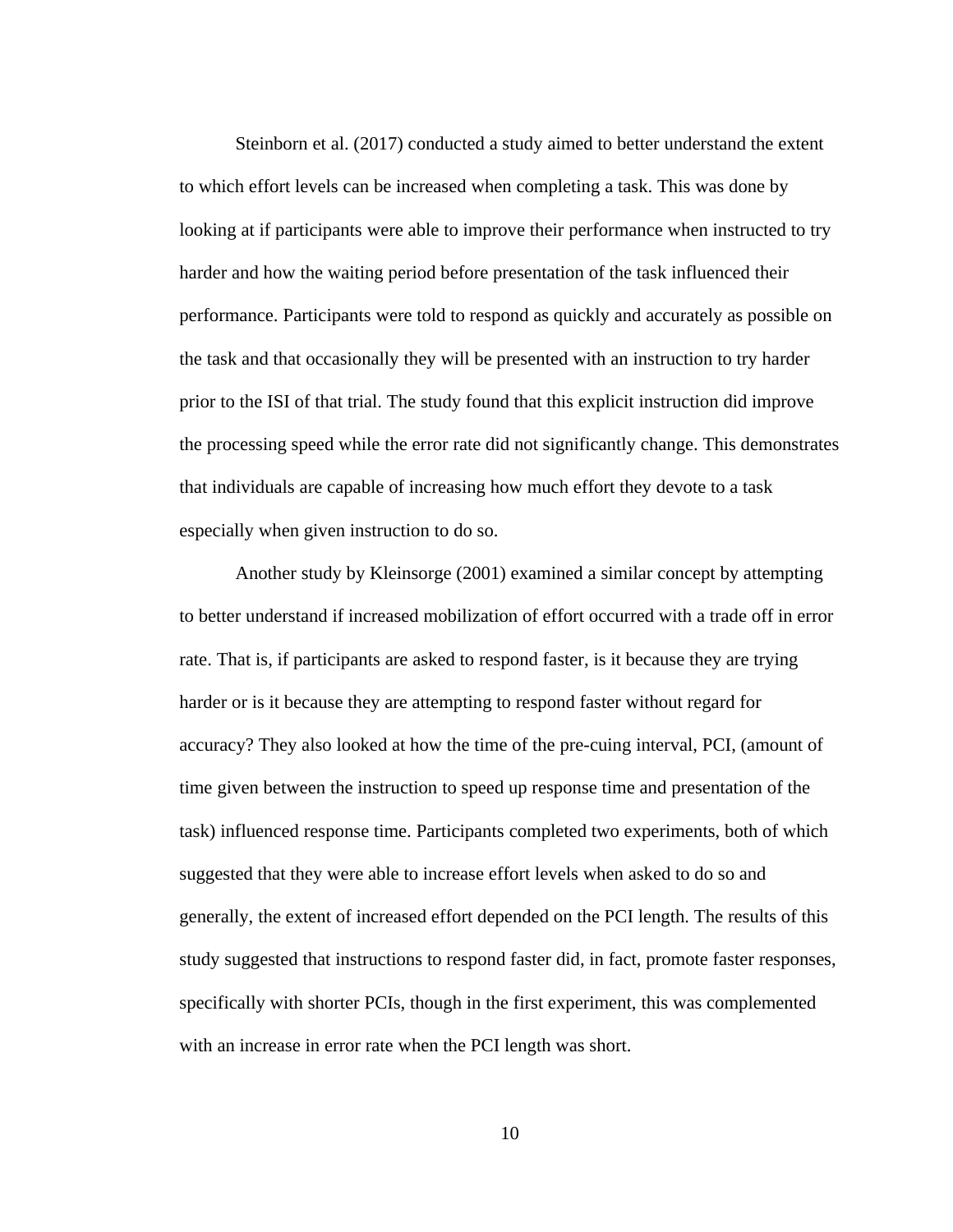Steinborn et al. (2017) conducted a study aimed to better understand the extent to which effort levels can be increased when completing a task. This was done by looking at if participants were able to improve their performance when instructed to try harder and how the waiting period before presentation of the task influenced their performance. Participants were told to respond as quickly and accurately as possible on the task and that occasionally they will be presented with an instruction to try harder prior to the ISI of that trial. The study found that this explicit instruction did improve the processing speed while the error rate did not significantly change. This demonstrates that individuals are capable of increasing how much effort they devote to a task especially when given instruction to do so.

Another study by Kleinsorge (2001) examined a similar concept by attempting to better understand if increased mobilization of effort occurred with a trade off in error rate. That is, if participants are asked to respond faster, is it because they are trying harder or is it because they are attempting to respond faster without regard for accuracy? They also looked at how the time of the pre-cuing interval, PCI, (amount of time given between the instruction to speed up response time and presentation of the task) influenced response time. Participants completed two experiments, both of which suggested that they were able to increase effort levels when asked to do so and generally, the extent of increased effort depended on the PCI length. The results of this study suggested that instructions to respond faster did, in fact, promote faster responses, specifically with shorter PCIs, though in the first experiment, this was complemented with an increase in error rate when the PCI length was short.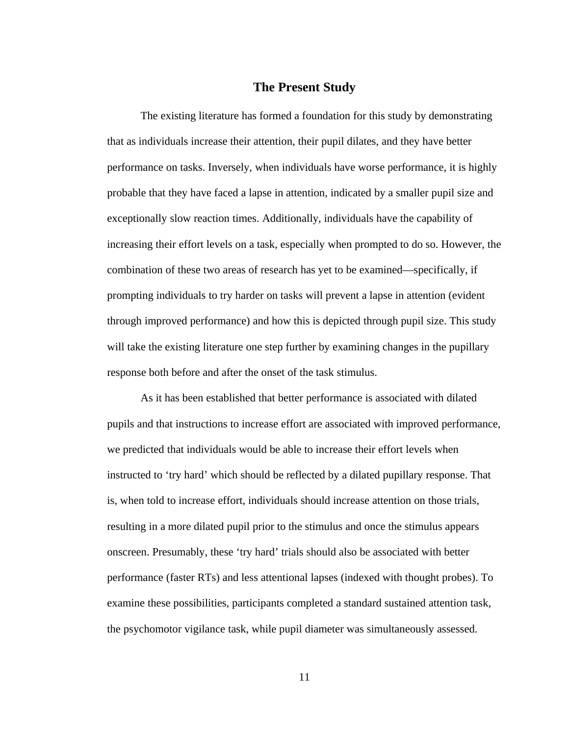## The Present Study

The existing literature has formed a foundation for this study by demonstrating that as individuals increase their attention, their pupil dilates, and they have better performance on tasks. Inversely, when individuals have worse performance, it is highly probable that they have faced a lapse in attention, indicated by a smaller pupil size and exceptionally slow reaction times. Additionally, individuals have the capability of increasing their effort levels on a task, especially when prompted to do so. However, the combination of these two areas of research has yet to be examined—specifically, if prompting individuals to try harder on tasks will prevent a lapse in attention (evident through improved performance) and how this is depicted through pupil size. This study will take the existing literature one step further by examining changes in the pupillary response both before and after the onset of the task stimulus.

As it has been established that better performance is associated with dilated pupils and that instructions to increase effort are associated with improved performance, we predicted that individuals would be able to increase their effort levels when instructed to 'try hard' which should be reflected by a dilated pupillary response. That is, when told to increase effort, individuals should increase attention on those trials, resulting in a more dilated pupil prior to the stimulus and once the stimulus appears onscreen. Presumably, these 'try hard' trials should also be associated with better performance (faster RTs) and less attentional lapses (indexed with thought probes). To examine these possibilities, participants completed a standard sustained attention task, the psychomotor vigilance task, while pupil diameter was simultaneously assessed.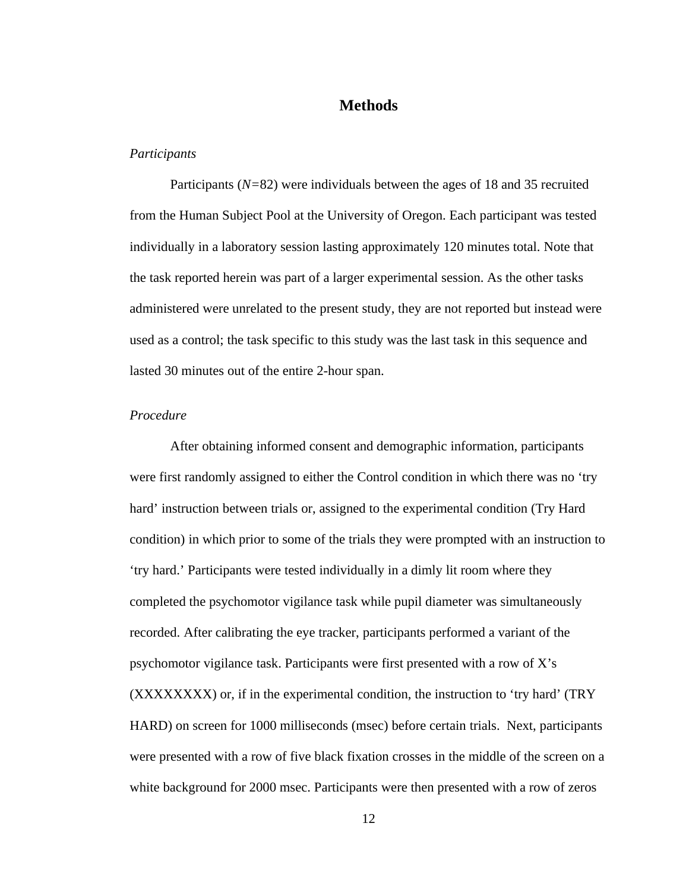## Methods

### *Participants*

Participants ($N$=82) were individuals between the ages of 18 and 35 recruited from the Human Subject Pool at the University of Oregon. Each participant was tested individually in a laboratory session lasting approximately 120 minutes total. Note that the task reported herein was part of a larger experimental session. As the other tasks administered were unrelated to the present study, they are not reported but instead were used as a control; the task specific to this study was the last task in this sequence and lasted 30 minutes out of the entire 2-hour span.

### *Procedure*

After obtaining informed consent and demographic information, participants were first randomly assigned to either the Control condition in which there was no 'try hard' instruction between trials or, assigned to the experimental condition (Try Hard condition) in which prior to some of the trials they were prompted with an instruction to 'try hard.' Participants were tested individually in a dimly lit room where they completed the psychomotor vigilance task while pupil diameter was simultaneously recorded. After calibrating the eye tracker, participants performed a variant of the psychomotor vigilance task. Participants were first presented with a row of X's (XXXXXXXX) or, if in the experimental condition, the instruction to 'try hard' (TRY HARD) on screen for 1000 milliseconds (msec) before certain trials. Next, participants were presented with a row of five black fixation crosses in the middle of the screen on a white background for 2000 msec. Participants were then presented with a row of zeros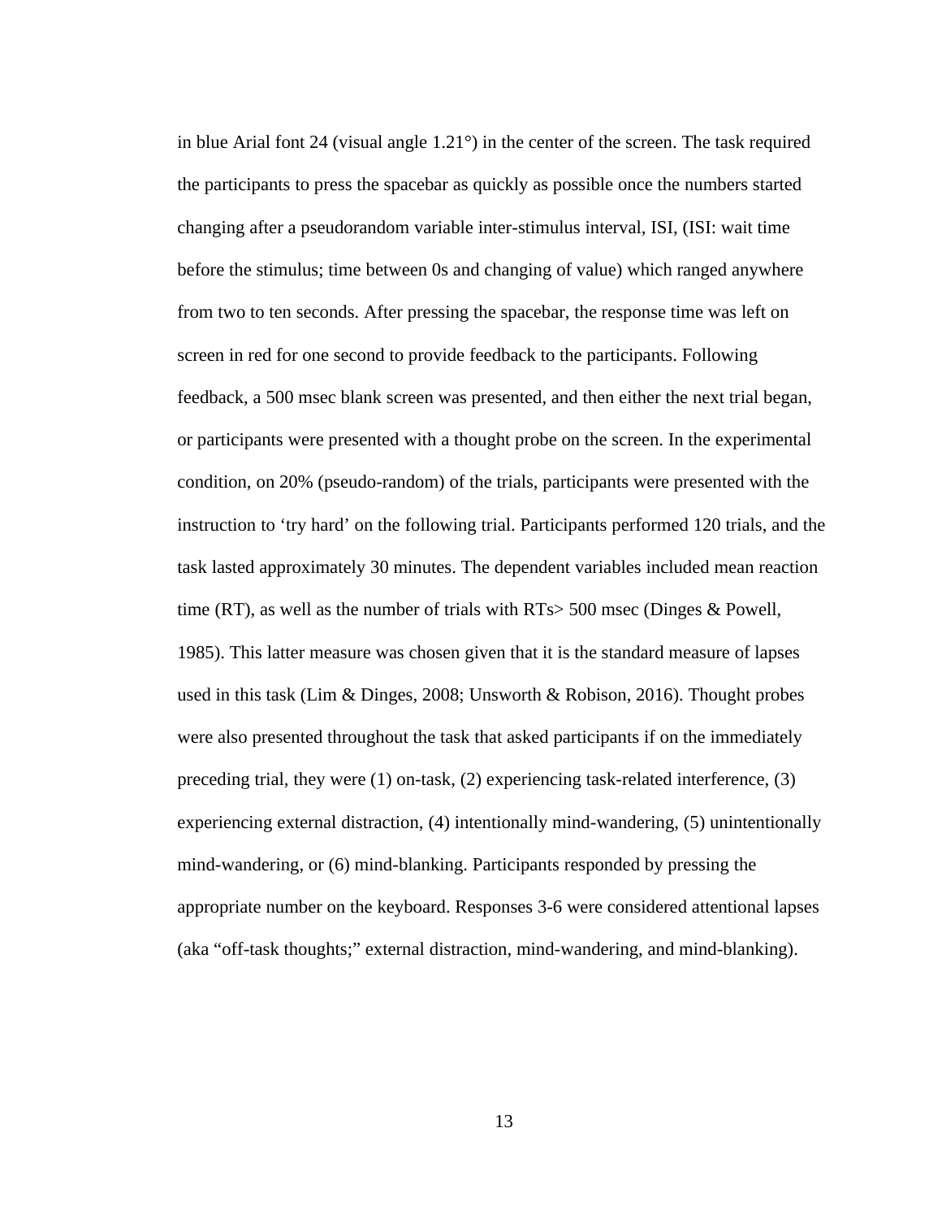in blue Arial font 24 (visual angle 1.21°) in the center of the screen. The task required the participants to press the spacebar as quickly as possible once the numbers started changing after a pseudorandom variable inter-stimulus interval, ISI, (ISI: wait time before the stimulus; time between 0s and changing of value) which ranged anywhere from two to ten seconds. After pressing the spacebar, the response time was left on screen in red for one second to provide feedback to the participants. Following feedback, a 500 msec blank screen was presented, and then either the next trial began, or participants were presented with a thought probe on the screen. In the experimental condition, on 20% (pseudo-random) of the trials, participants were presented with the instruction to 'try hard' on the following trial. Participants performed 120 trials, and the task lasted approximately 30 minutes. The dependent variables included mean reaction time (RT), as well as the number of trials with RTs> 500 msec (Dinges & Powell, 1985). This latter measure was chosen given that it is the standard measure of lapses used in this task (Lim & Dinges, 2008; Unsworth & Robison, 2016). Thought probes were also presented throughout the task that asked participants if on the immediately preceding trial, they were (1) on-task, (2) experiencing task-related interference, (3) experiencing external distraction, (4) intentionally mind-wandering, (5) unintentionally mind-wandering, or (6) mind-blanking. Participants responded by pressing the appropriate number on the keyboard. Responses 3-6 were considered attentional lapses (aka "off-task thoughts;" external distraction, mind-wandering, and mind-blanking).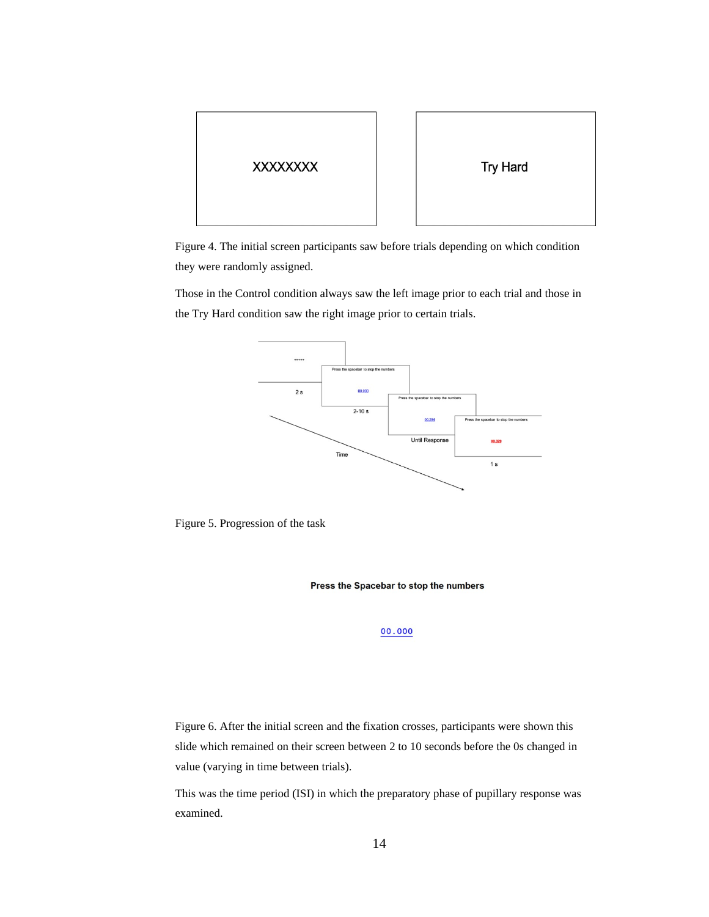XXXXXXXX

Try Hard

Figure 4. The initial screen participants saw before trials depending on which condition they were randomly assigned.

Those in the Control condition always saw the left image prior to each trial and those in the Try Hard condition saw the right image prior to certain trials.

Figure 5. Progression of the task

**Press the Spacebar to stop the numbers**

00.000

Figure 6. After the initial screen and the fixation crosses, participants were shown this slide which remained on their screen between 2 to 10 seconds before the 0s changed in value (varying in time between trials).

This was the time period (ISI) in which the preparatory phase of pupillary response was examined.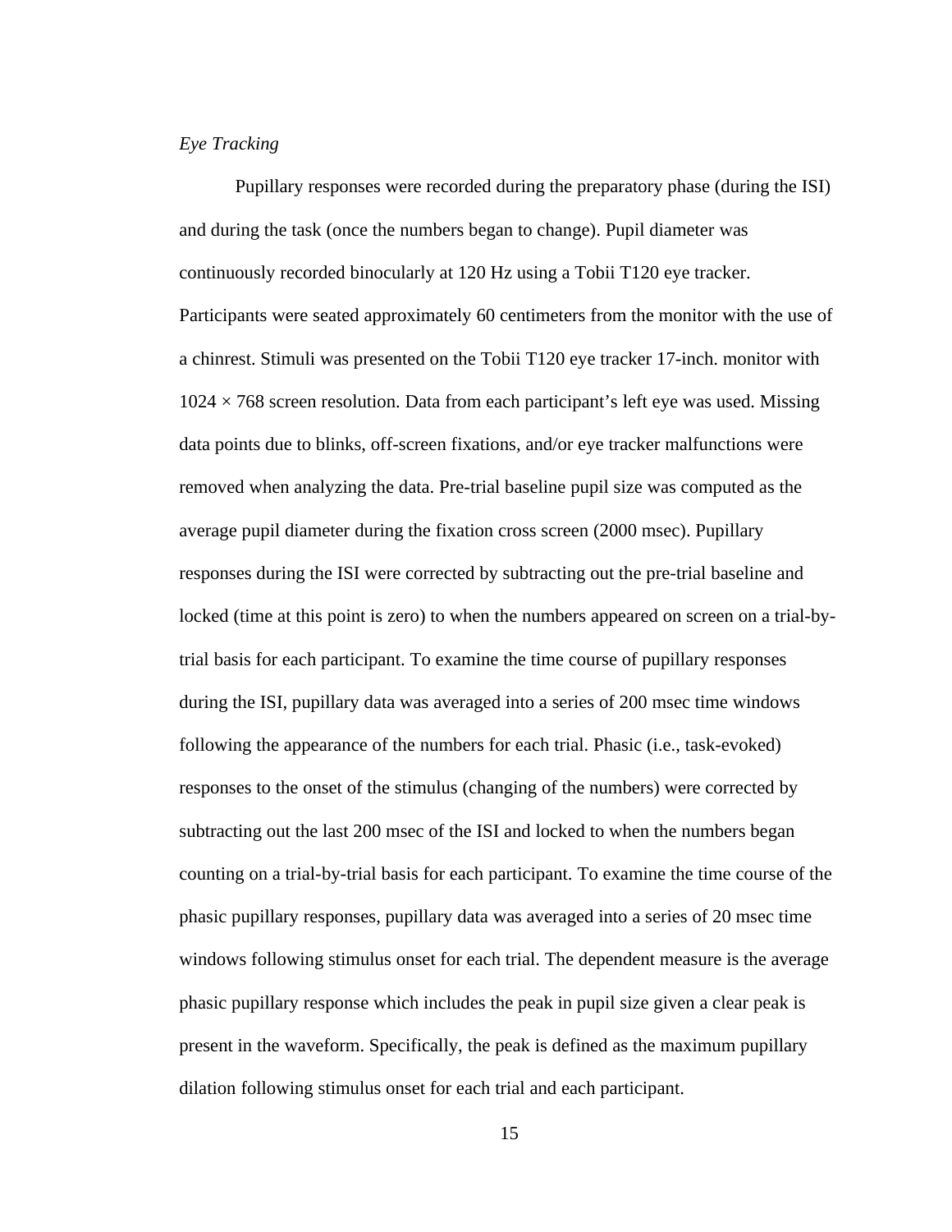*Eye Tracking*

Pupillary responses were recorded during the preparatory phase (during the ISI) and during the task (once the numbers began to change). Pupil diameter was continuously recorded binocularly at 120 Hz using a Tobii T120 eye tracker. Participants were seated approximately 60 centimeters from the monitor with the use of a chinrest. Stimuli was presented on the Tobii T120 eye tracker 17-inch. monitor with 1024 × 768 screen resolution. Data from each participant's left eye was used. Missing data points due to blinks, off-screen fixations, and/or eye tracker malfunctions were removed when analyzing the data. Pre-trial baseline pupil size was computed as the average pupil diameter during the fixation cross screen (2000 msec). Pupillary responses during the ISI were corrected by subtracting out the pre-trial baseline and locked (time at this point is zero) to when the numbers appeared on screen on a trial-by-trial basis for each participant. To examine the time course of pupillary responses during the ISI, pupillary data was averaged into a series of 200 msec time windows following the appearance of the numbers for each trial. Phasic (i.e., task-evoked) responses to the onset of the stimulus (changing of the numbers) were corrected by subtracting out the last 200 msec of the ISI and locked to when the numbers began counting on a trial-by-trial basis for each participant. To examine the time course of the phasic pupillary responses, pupillary data was averaged into a series of 20 msec time windows following stimulus onset for each trial. The dependent measure is the average phasic pupillary response which includes the peak in pupil size given a clear peak is present in the waveform. Specifically, the peak is defined as the maximum pupillary dilation following stimulus onset for each trial and each participant.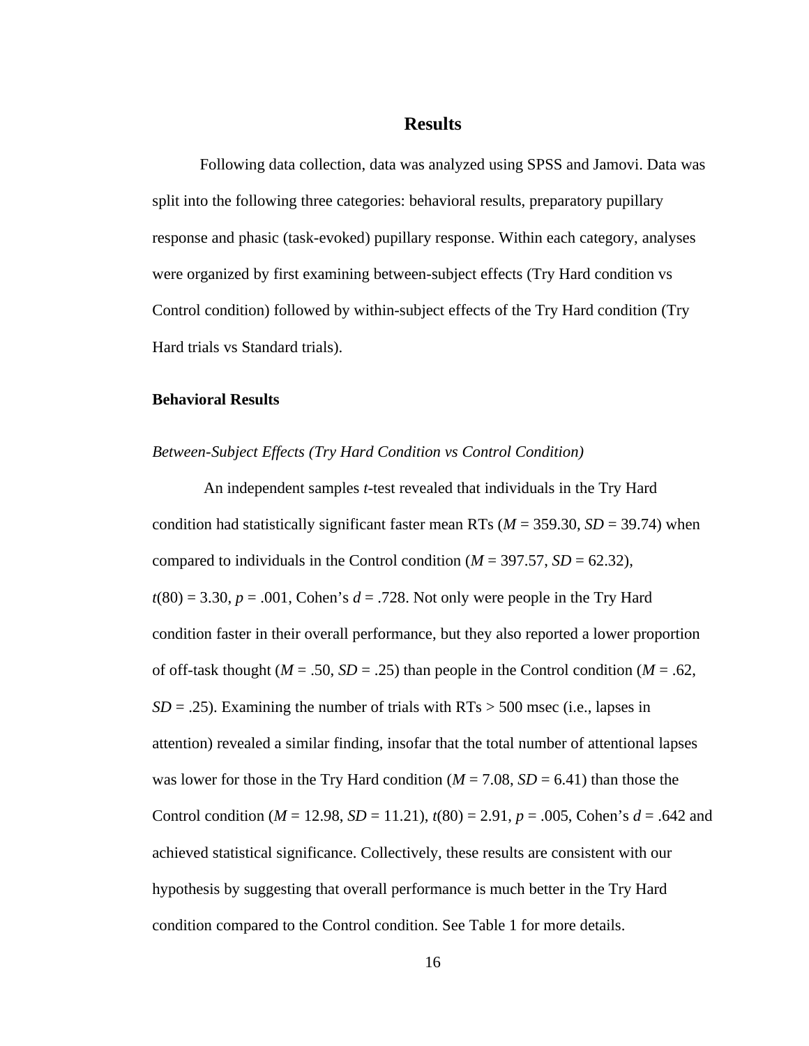# Results

Following data collection, data was analyzed using SPSS and Jamovi. Data was split into the following three categories: behavioral results, preparatory pupillary response and phasic (task-evoked) pupillary response. Within each category, analyses were organized by first examining between-subject effects (Try Hard condition vs Control condition) followed by within-subject effects of the Try Hard condition (Try Hard trials vs Standard trials).

## Behavioral Results

### *Between-Subject Effects (Try Hard Condition vs Control Condition)*

An independent samples *t*-test revealed that individuals in the Try Hard condition had statistically significant faster mean RTs ($M$ = 359.30, $SD$ = 39.74) when compared to individuals in the Control condition ($M$ = 397.57, $SD$ = 62.32), $t(80) = 3.30$, $p = .001$, Cohen's $d = .728$. Not only were people in the Try Hard condition faster in their overall performance, but they also reported a lower proportion of off-task thought ($M$ = .50, $SD$ = .25) than people in the Control condition ($M$ = .62, $SD$ = .25). Examining the number of trials with RTs > 500 msec (i.e., lapses in attention) revealed a similar finding, insofar that the total number of attentional lapses was lower for those in the Try Hard condition ($M$ = 7.08, $SD$ = 6.41) than those the Control condition ($M$ = 12.98, $SD$ = 11.21), $t(80) = 2.91$, $p = .005$, Cohen's $d = .642$ and achieved statistical significance. Collectively, these results are consistent with our hypothesis by suggesting that overall performance is much better in the Try Hard condition compared to the Control condition. See Table 1 for more details.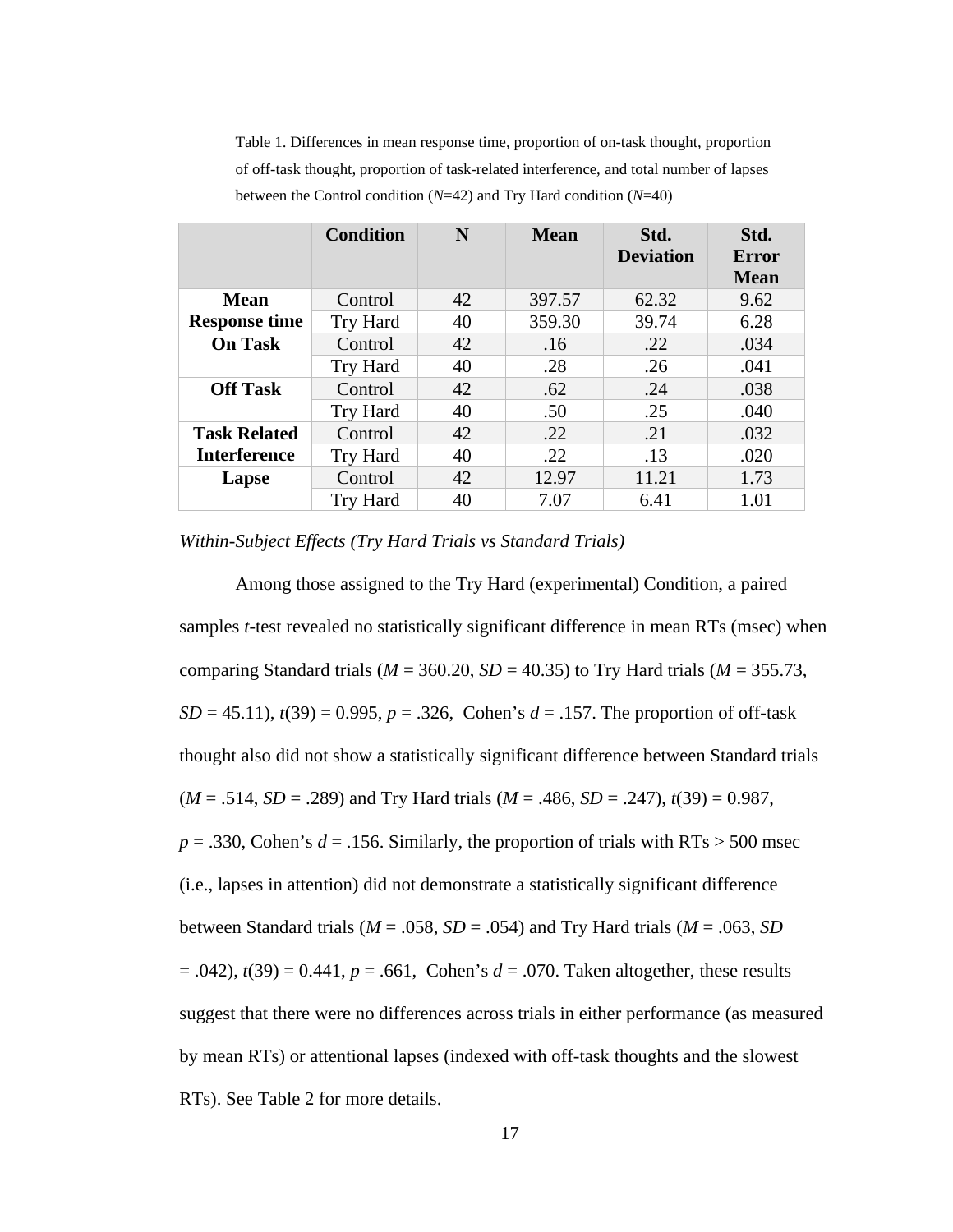Table 1. Differences in mean response time, proportion of on-task thought, proportion of off-task thought, proportion of task-related interference, and total number of lapses between the Control condition (*N*=42) and Try Hard condition (*N*=40)

| | Condition | N | Mean | Std. Deviation | Std. Error Mean |
|---|---|---|---|---|---|
| **Mean Response time** | Control | 42 | 397.57 | 62.32 | 9.62 |
| | Try Hard | 40 | 359.30 | 39.74 | 6.28 |
| **On Task** | Control | 42 | .16 | .22 | .034 |
| | Try Hard | 40 | .28 | .26 | .041 |
| **Off Task** | Control | 42 | .62 | .24 | .038 |
| | Try Hard | 40 | .50 | .25 | .040 |
| **Task Related Interference** | Control | 42 | .22 | .21 | .032 |
| | Try Hard | 40 | .22 | .13 | .020 |
| **Lapse** | Control | 42 | 12.97 | 11.21 | 1.73 |
| | Try Hard | 40 | 7.07 | 6.41 | 1.01 |

*Within-Subject Effects (Try Hard Trials vs Standard Trials)*

Among those assigned to the Try Hard (experimental) Condition, a paired samples *t*-test revealed no statistically significant difference in mean RTs (msec) when comparing Standard trials ($M$ = 360.20, $SD$ = 40.35) to Try Hard trials ($M$ = 355.73, $SD$ = 45.11), $t(39) = 0.995$, $p = .326$, Cohen's $d = .157$. The proportion of off-task thought also did not show a statistically significant difference between Standard trials ($M$ = .514, $SD$ = .289) and Try Hard trials ($M$ = .486, $SD$ = .247), $t(39) = 0.987$, $p = .330$, Cohen's $d = .156$. Similarly, the proportion of trials with RTs > 500 msec (i.e., lapses in attention) did not demonstrate a statistically significant difference between Standard trials ($M$ = .058, $SD$ = .054) and Try Hard trials ($M$ = .063, $SD$ = .042), $t(39) = 0.441$, $p = .661$, Cohen's $d = .070$. Taken altogether, these results suggest that there were no differences across trials in either performance (as measured by mean RTs) or attentional lapses (indexed with off-task thoughts and the slowest RTs). See Table 2 for more details.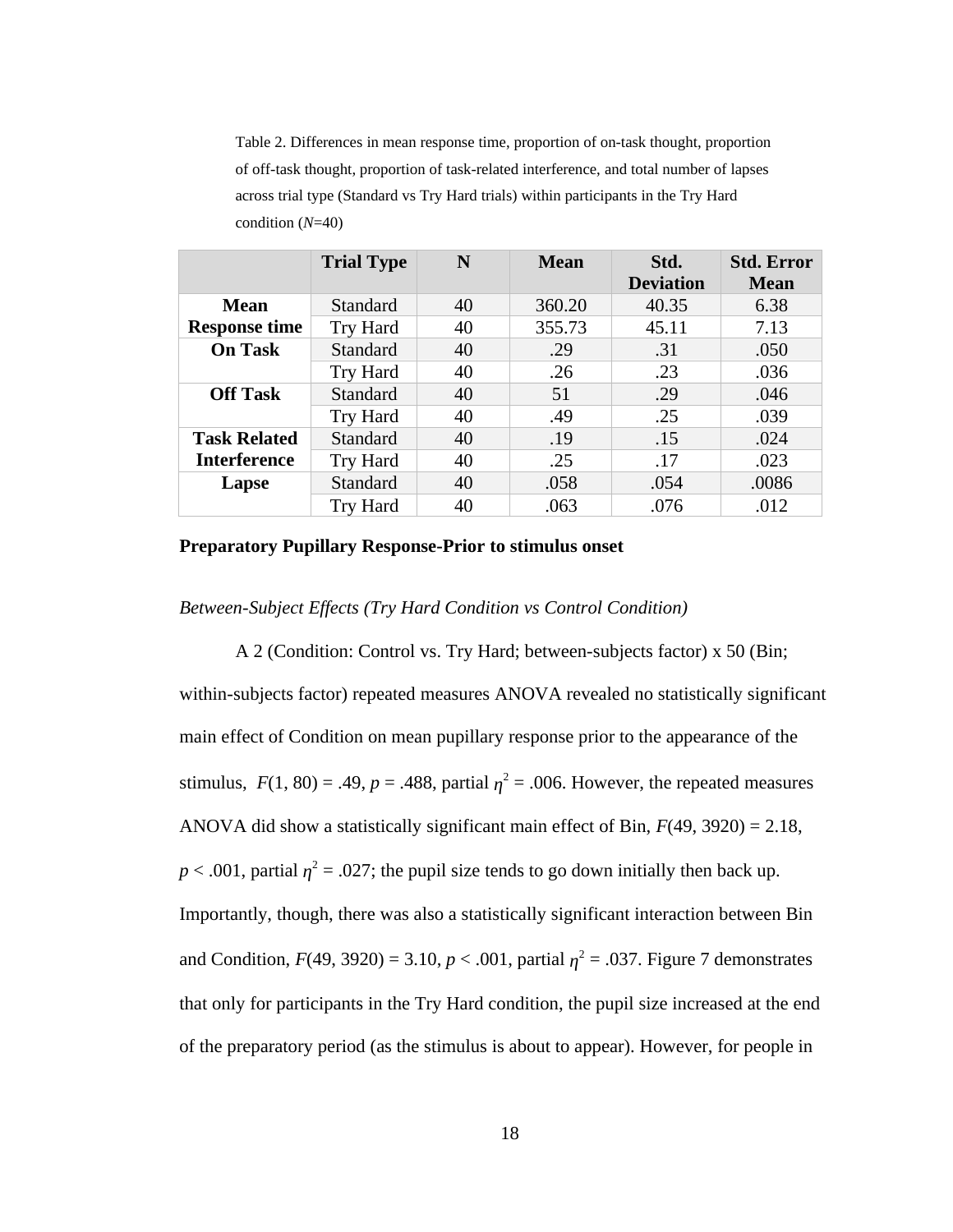Table 2. Differences in mean response time, proportion of on-task thought, proportion of off-task thought, proportion of task-related interference, and total number of lapses across trial type (Standard vs Try Hard trials) within participants in the Try Hard condition (*N*=40)

| | Trial Type | N | Mean | Std. Deviation | Std. Error Mean |
|---|---|---|---|---|---|
| **Mean Response time** | Standard | 40 | 360.20 | 40.35 | 6.38 |
| | Try Hard | 40 | 355.73 | 45.11 | 7.13 |
| **On Task** | Standard | 40 | .29 | .31 | .050 |
| | Try Hard | 40 | .26 | .23 | .036 |
| **Off Task** | Standard | 40 | 51 | .29 | .046 |
| | Try Hard | 40 | .49 | .25 | .039 |
| **Task Related Interference** | Standard | 40 | .19 | .15 | .024 |
| | Try Hard | 40 | .25 | .17 | .023 |
| **Lapse** | Standard | 40 | .058 | .054 | .0086 |
| | Try Hard | 40 | .063 | .076 | .012 |

**Preparatory Pupillary Response-Prior to stimulus onset**

*Between-Subject Effects (Try Hard Condition vs Control Condition)*

A 2 (Condition: Control vs. Try Hard; between-subjects factor) x 50 (Bin; within-subjects factor) repeated measures ANOVA revealed no statistically significant main effect of Condition on mean pupillary response prior to the appearance of the stimulus, $F(1, 80) = .49$, $p = .488$, partial $\eta^2 = .006$. However, the repeated measures ANOVA did show a statistically significant main effect of Bin, $F(49, 3920) = 2.18$, $p < .001$, partial $\eta^2 = .027$; the pupil size tends to go down initially then back up. Importantly, though, there was also a statistically significant interaction between Bin and Condition, $F(49, 3920) = 3.10$, $p < .001$, partial $\eta^2 = .037$. Figure 7 demonstrates that only for participants in the Try Hard condition, the pupil size increased at the end of the preparatory period (as the stimulus is about to appear). However, for people in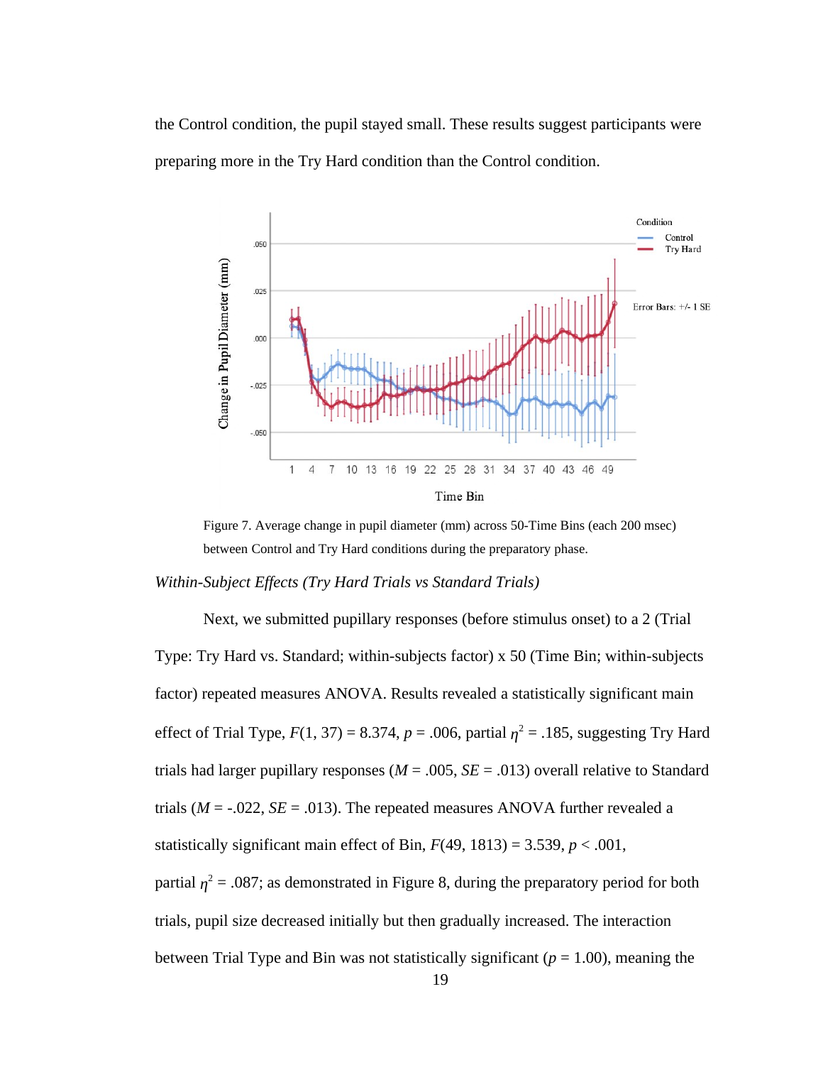the Control condition, the pupil stayed small. These results suggest participants were preparing more in the Try Hard condition than the Control condition.

Figure 7. Average change in pupil diameter (mm) across 50-Time Bins (each 200 msec) between Control and Try Hard conditions during the preparatory phase.

*Within-Subject Effects (Try Hard Trials vs Standard Trials)*

Next, we submitted pupillary responses (before stimulus onset) to a 2 (Trial Type: Try Hard vs. Standard; within-subjects factor) x 50 (Time Bin; within-subjects factor) repeated measures ANOVA. Results revealed a statistically significant main effect of Trial Type, $F(1, 37) = 8.374$, $p = .006$, partial $\eta^2 = .185$, suggesting Try Hard trials had larger pupillary responses ($M = .005$, $SE = .013$) overall relative to Standard trials ($M = -.022$, $SE = .013$). The repeated measures ANOVA further revealed a statistically significant main effect of Bin, $F(49, 1813) = 3.539$, $p < .001$, partial $\eta^2 = .087$; as demonstrated in Figure 8, during the preparatory period for both trials, pupil size decreased initially but then gradually increased. The interaction between Trial Type and Bin was not statistically significant ($p = 1.00$), meaning the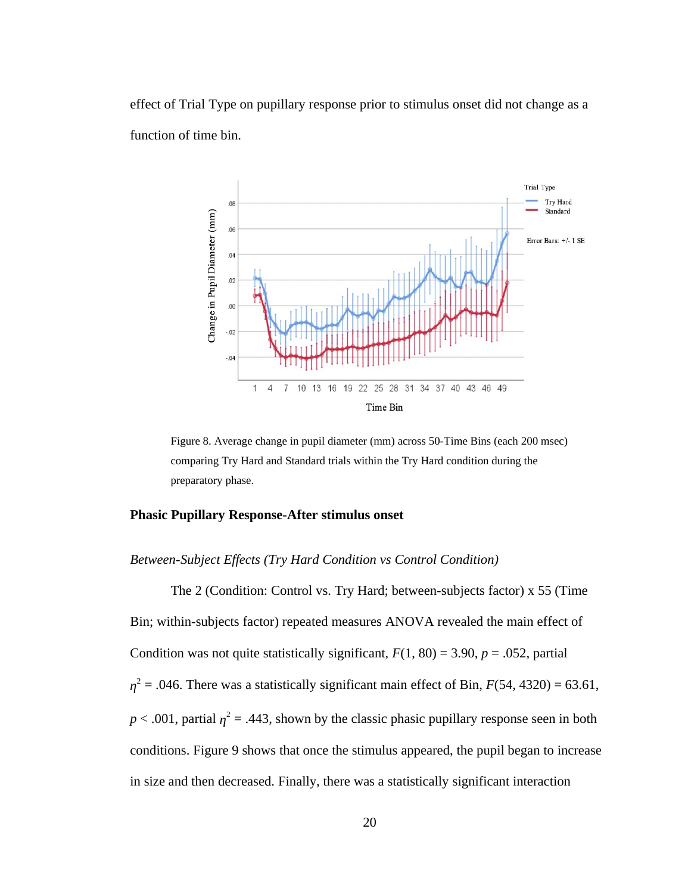effect of Trial Type on pupillary response prior to stimulus onset did not change as a function of time bin.

Figure 8. Average change in pupil diameter (mm) across 50-Time Bins (each 200 msec) comparing Try Hard and Standard trials within the Try Hard condition during the preparatory phase.

**Phasic Pupillary Response-After stimulus onset**

*Between-Subject Effects (Try Hard Condition vs Control Condition)*

The 2 (Condition: Control vs. Try Hard; between-subjects factor) x 55 (Time Bin; within-subjects factor) repeated measures ANOVA revealed the main effect of Condition was not quite statistically significant, $F(1, 80) = 3.90$, $p = .052$, partial $\eta^2 = .046$. There was a statistically significant main effect of Bin, $F(54, 4320) = 63.61$, $p < .001$, partial $\eta^2 = .443$, shown by the classic phasic pupillary response seen in both conditions. Figure 9 shows that once the stimulus appeared, the pupil began to increase in size and then decreased. Finally, there was a statistically significant interaction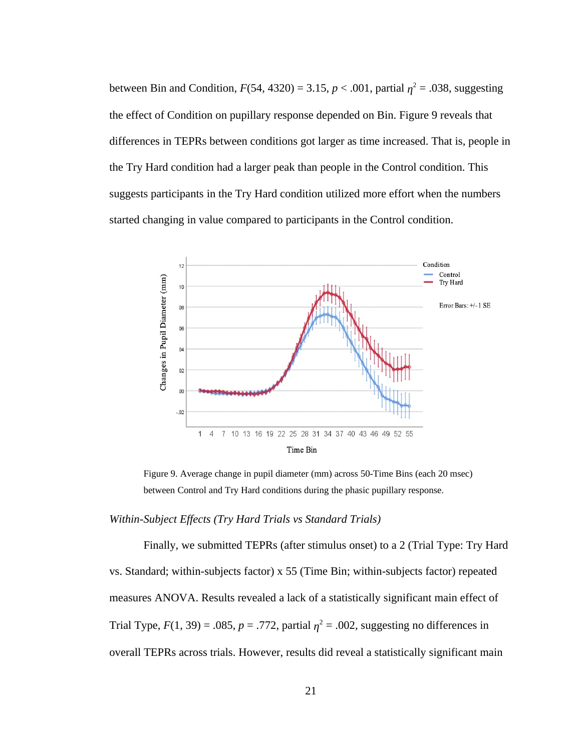between Bin and Condition, $F(54, 4320) = 3.15$, $p < .001$, partial $\eta^2 = .038$, suggesting the effect of Condition on pupillary response depended on Bin. Figure 9 reveals that differences in TEPRs between conditions got larger as time increased. That is, people in the Try Hard condition had a larger peak than people in the Control condition. This suggests participants in the Try Hard condition utilized more effort when the numbers started changing in value compared to participants in the Control condition.

Figure 9. Average change in pupil diameter (mm) across 50-Time Bins (each 20 msec) between Control and Try Hard conditions during the phasic pupillary response.

*Within-Subject Effects (Try Hard Trials vs Standard Trials)*

Finally, we submitted TEPRs (after stimulus onset) to a 2 (Trial Type: Try Hard vs. Standard; within-subjects factor) x 55 (Time Bin; within-subjects factor) repeated measures ANOVA. Results revealed a lack of a statistically significant main effect of Trial Type, $F(1, 39) = .085$, $p = .772$, partial $\eta^2 = .002$, suggesting no differences in overall TEPRs across trials. However, results did reveal a statistically significant main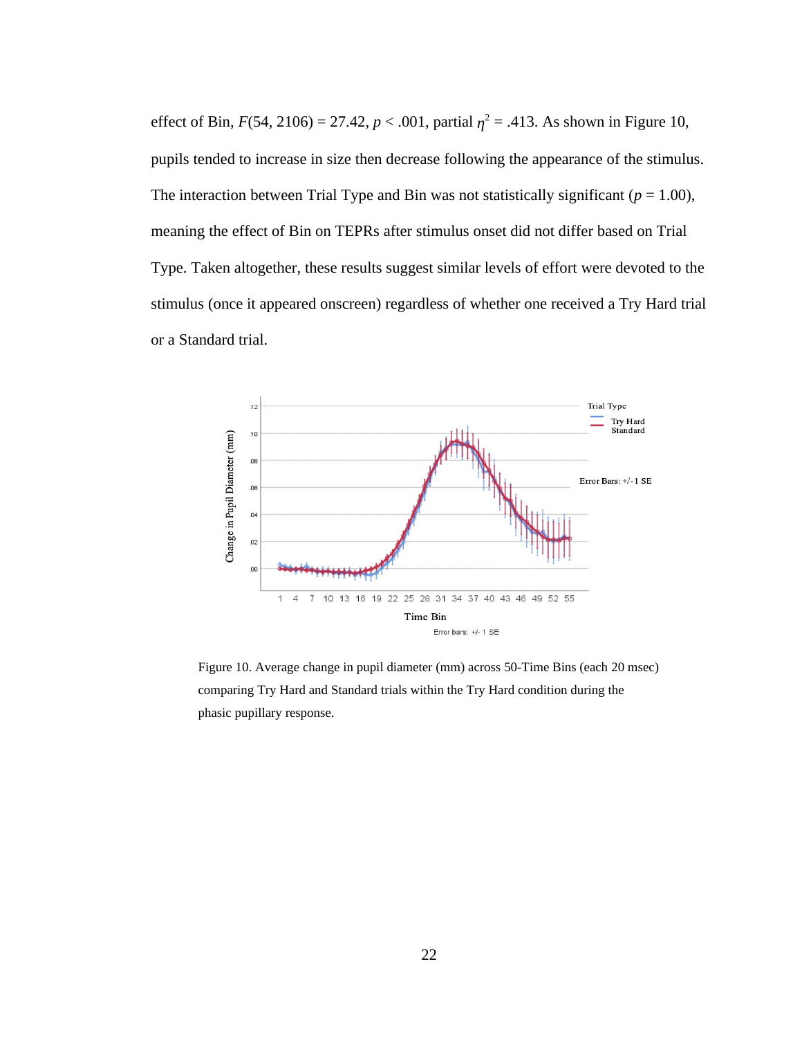effect of Bin, $F(54, 2106) = 27.42$, $p < .001$, partial $\eta^2 = .413$. As shown in Figure 10, pupils tended to increase in size then decrease following the appearance of the stimulus. The interaction between Trial Type and Bin was not statistically significant ($p = 1.00$), meaning the effect of Bin on TEPRs after stimulus onset did not differ based on Trial Type. Taken altogether, these results suggest similar levels of effort were devoted to the stimulus (once it appeared onscreen) regardless of whether one received a Try Hard trial or a Standard trial.

Figure 10. Average change in pupil diameter (mm) across 50-Time Bins (each 20 msec) comparing Try Hard and Standard trials within the Try Hard condition during the phasic pupillary response.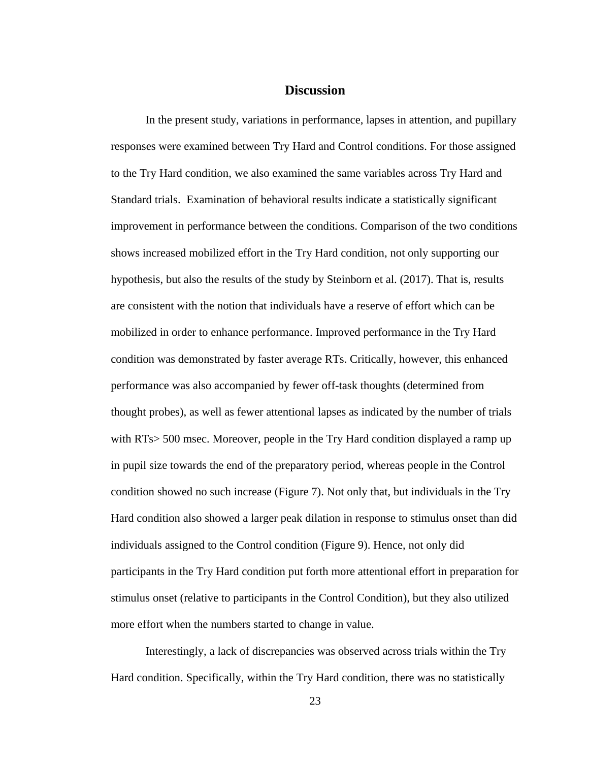## Discussion

In the present study, variations in performance, lapses in attention, and pupillary responses were examined between Try Hard and Control conditions. For those assigned to the Try Hard condition, we also examined the same variables across Try Hard and Standard trials. Examination of behavioral results indicate a statistically significant improvement in performance between the conditions. Comparison of the two conditions shows increased mobilized effort in the Try Hard condition, not only supporting our hypothesis, but also the results of the study by Steinborn et al. (2017). That is, results are consistent with the notion that individuals have a reserve of effort which can be mobilized in order to enhance performance. Improved performance in the Try Hard condition was demonstrated by faster average RTs. Critically, however, this enhanced performance was also accompanied by fewer off-task thoughts (determined from thought probes), as well as fewer attentional lapses as indicated by the number of trials with RTs> 500 msec. Moreover, people in the Try Hard condition displayed a ramp up in pupil size towards the end of the preparatory period, whereas people in the Control condition showed no such increase (Figure 7). Not only that, but individuals in the Try Hard condition also showed a larger peak dilation in response to stimulus onset than did individuals assigned to the Control condition (Figure 9). Hence, not only did participants in the Try Hard condition put forth more attentional effort in preparation for stimulus onset (relative to participants in the Control Condition), but they also utilized more effort when the numbers started to change in value.

Interestingly, a lack of discrepancies was observed across trials within the Try Hard condition. Specifically, within the Try Hard condition, there was no statistically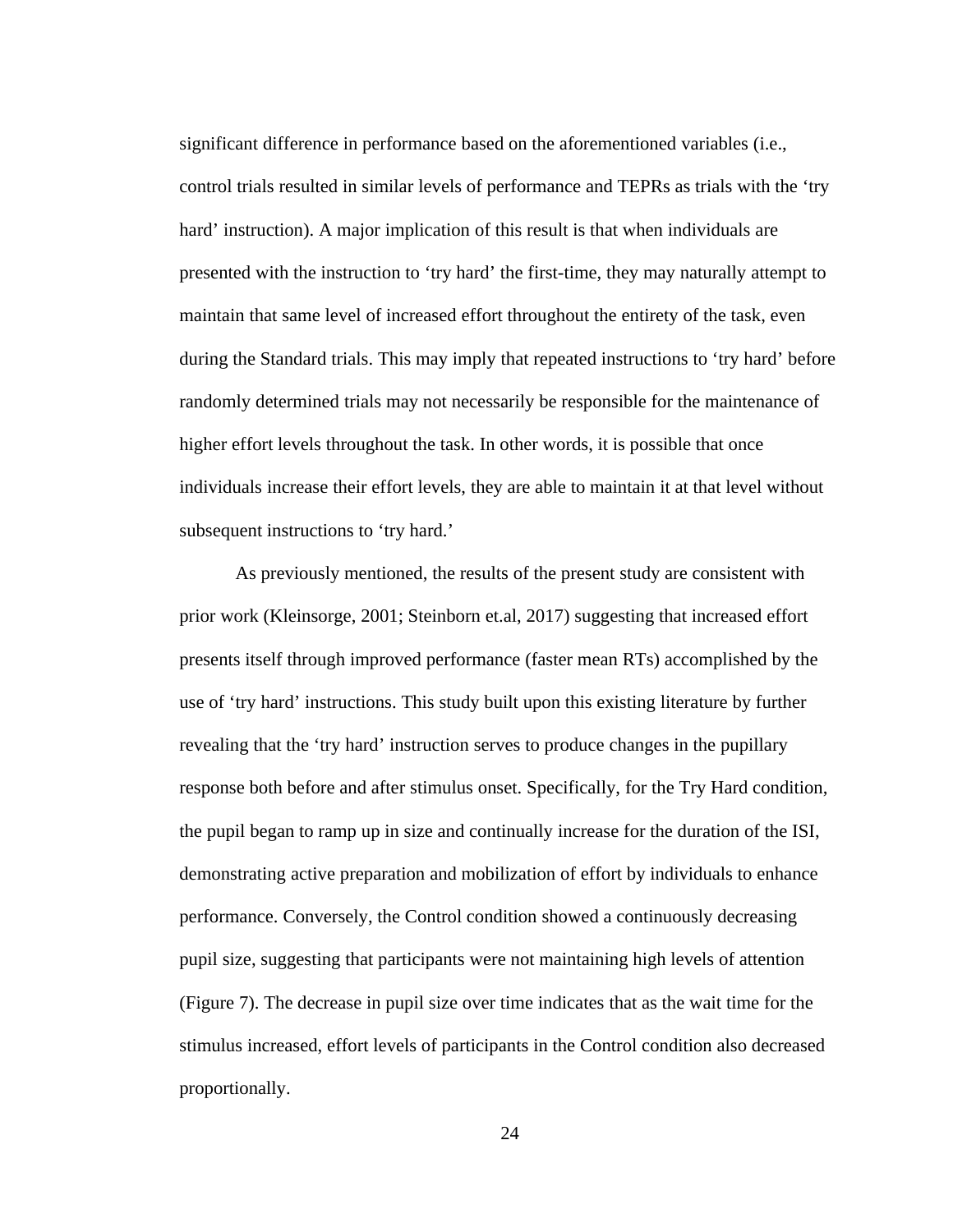significant difference in performance based on the aforementioned variables (i.e., control trials resulted in similar levels of performance and TEPRs as trials with the 'try hard' instruction). A major implication of this result is that when individuals are presented with the instruction to 'try hard' the first-time, they may naturally attempt to maintain that same level of increased effort throughout the entirety of the task, even during the Standard trials. This may imply that repeated instructions to 'try hard' before randomly determined trials may not necessarily be responsible for the maintenance of higher effort levels throughout the task. In other words, it is possible that once individuals increase their effort levels, they are able to maintain it at that level without subsequent instructions to 'try hard.'

As previously mentioned, the results of the present study are consistent with prior work (Kleinsorge, 2001; Steinborn et.al, 2017) suggesting that increased effort presents itself through improved performance (faster mean RTs) accomplished by the use of 'try hard' instructions. This study built upon this existing literature by further revealing that the 'try hard' instruction serves to produce changes in the pupillary response both before and after stimulus onset. Specifically, for the Try Hard condition, the pupil began to ramp up in size and continually increase for the duration of the ISI, demonstrating active preparation and mobilization of effort by individuals to enhance performance. Conversely, the Control condition showed a continuously decreasing pupil size, suggesting that participants were not maintaining high levels of attention (Figure 7). The decrease in pupil size over time indicates that as the wait time for the stimulus increased, effort levels of participants in the Control condition also decreased proportionally.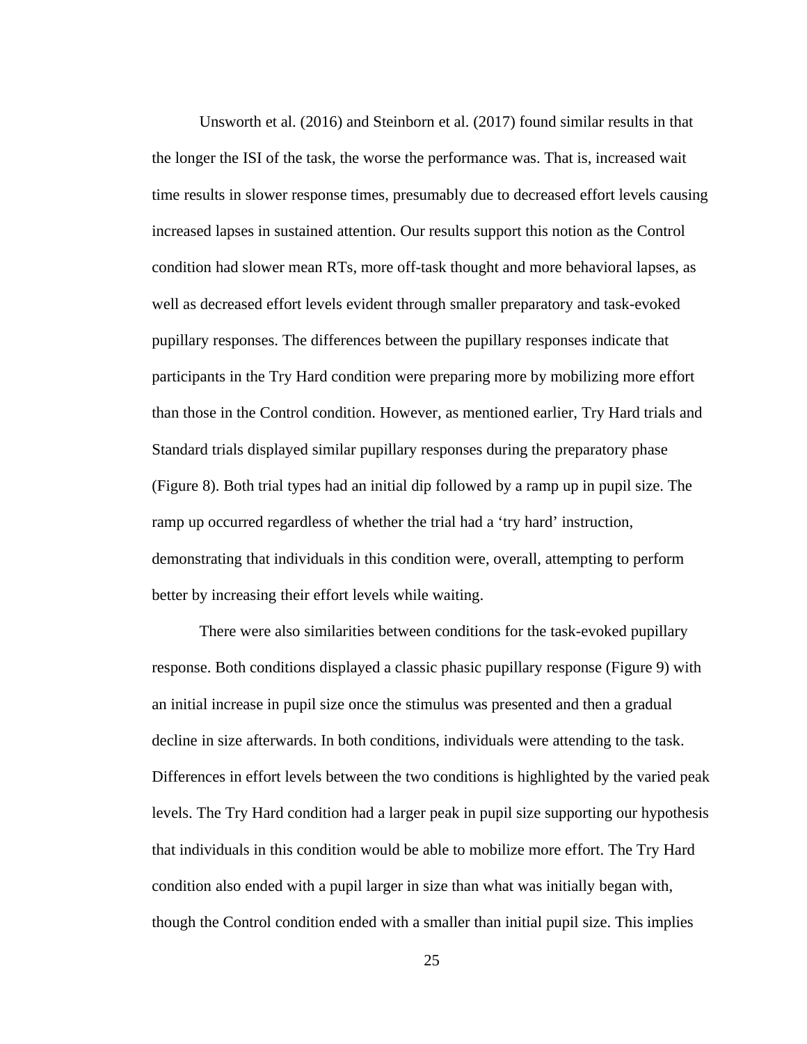Unsworth et al. (2016) and Steinborn et al. (2017) found similar results in that the longer the ISI of the task, the worse the performance was. That is, increased wait time results in slower response times, presumably due to decreased effort levels causing increased lapses in sustained attention. Our results support this notion as the Control condition had slower mean RTs, more off-task thought and more behavioral lapses, as well as decreased effort levels evident through smaller preparatory and task-evoked pupillary responses. The differences between the pupillary responses indicate that participants in the Try Hard condition were preparing more by mobilizing more effort than those in the Control condition. However, as mentioned earlier, Try Hard trials and Standard trials displayed similar pupillary responses during the preparatory phase (Figure 8). Both trial types had an initial dip followed by a ramp up in pupil size. The ramp up occurred regardless of whether the trial had a 'try hard' instruction, demonstrating that individuals in this condition were, overall, attempting to perform better by increasing their effort levels while waiting.

There were also similarities between conditions for the task-evoked pupillary response. Both conditions displayed a classic phasic pupillary response (Figure 9) with an initial increase in pupil size once the stimulus was presented and then a gradual decline in size afterwards. In both conditions, individuals were attending to the task. Differences in effort levels between the two conditions is highlighted by the varied peak levels. The Try Hard condition had a larger peak in pupil size supporting our hypothesis that individuals in this condition would be able to mobilize more effort. The Try Hard condition also ended with a pupil larger in size than what was initially began with, though the Control condition ended with a smaller than initial pupil size. This implies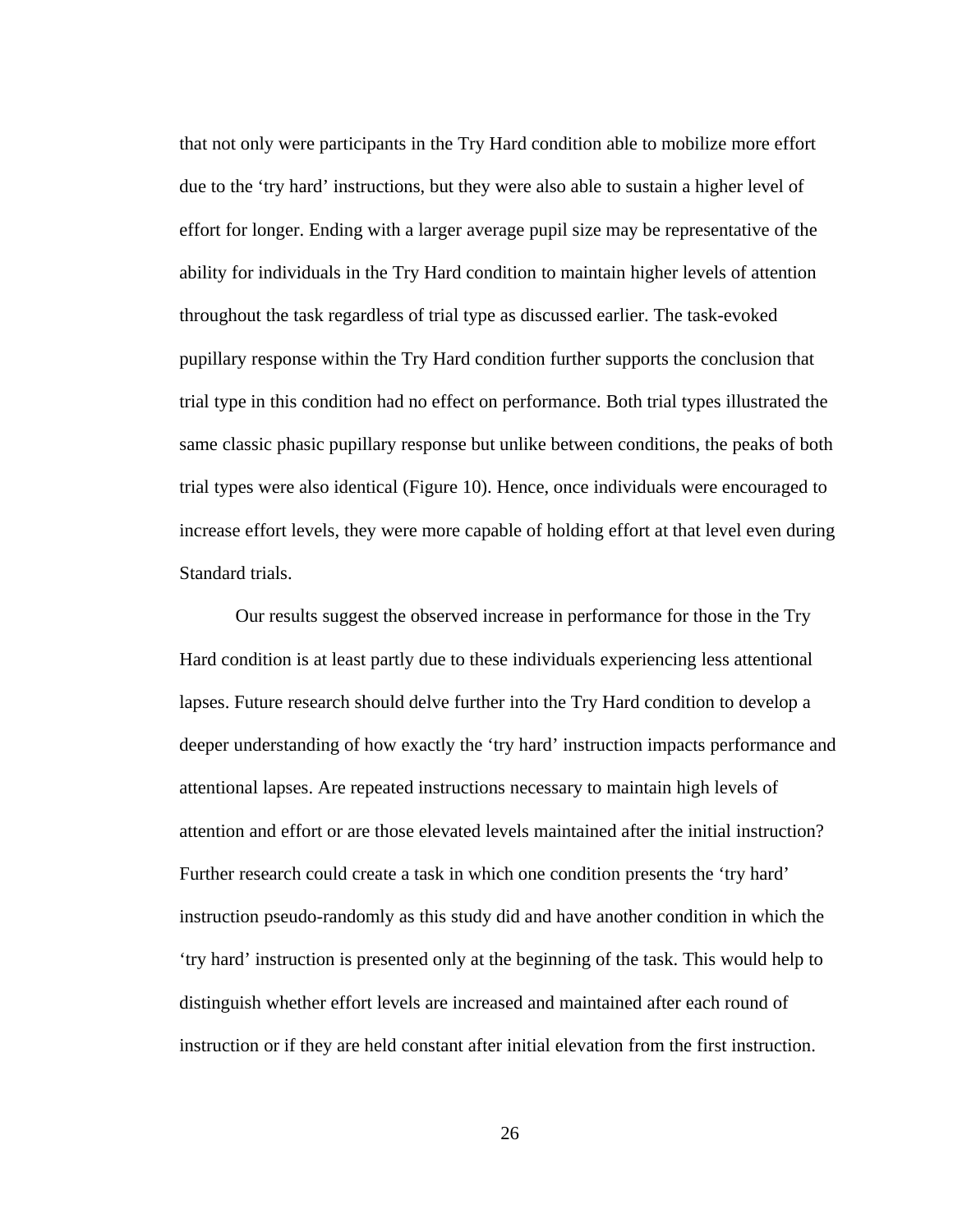that not only were participants in the Try Hard condition able to mobilize more effort due to the 'try hard' instructions, but they were also able to sustain a higher level of effort for longer. Ending with a larger average pupil size may be representative of the ability for individuals in the Try Hard condition to maintain higher levels of attention throughout the task regardless of trial type as discussed earlier. The task-evoked pupillary response within the Try Hard condition further supports the conclusion that trial type in this condition had no effect on performance. Both trial types illustrated the same classic phasic pupillary response but unlike between conditions, the peaks of both trial types were also identical (Figure 10). Hence, once individuals were encouraged to increase effort levels, they were more capable of holding effort at that level even during Standard trials.

Our results suggest the observed increase in performance for those in the Try Hard condition is at least partly due to these individuals experiencing less attentional lapses. Future research should delve further into the Try Hard condition to develop a deeper understanding of how exactly the 'try hard' instruction impacts performance and attentional lapses. Are repeated instructions necessary to maintain high levels of attention and effort or are those elevated levels maintained after the initial instruction? Further research could create a task in which one condition presents the 'try hard' instruction pseudo-randomly as this study did and have another condition in which the 'try hard' instruction is presented only at the beginning of the task. This would help to distinguish whether effort levels are increased and maintained after each round of instruction or if they are held constant after initial elevation from the first instruction.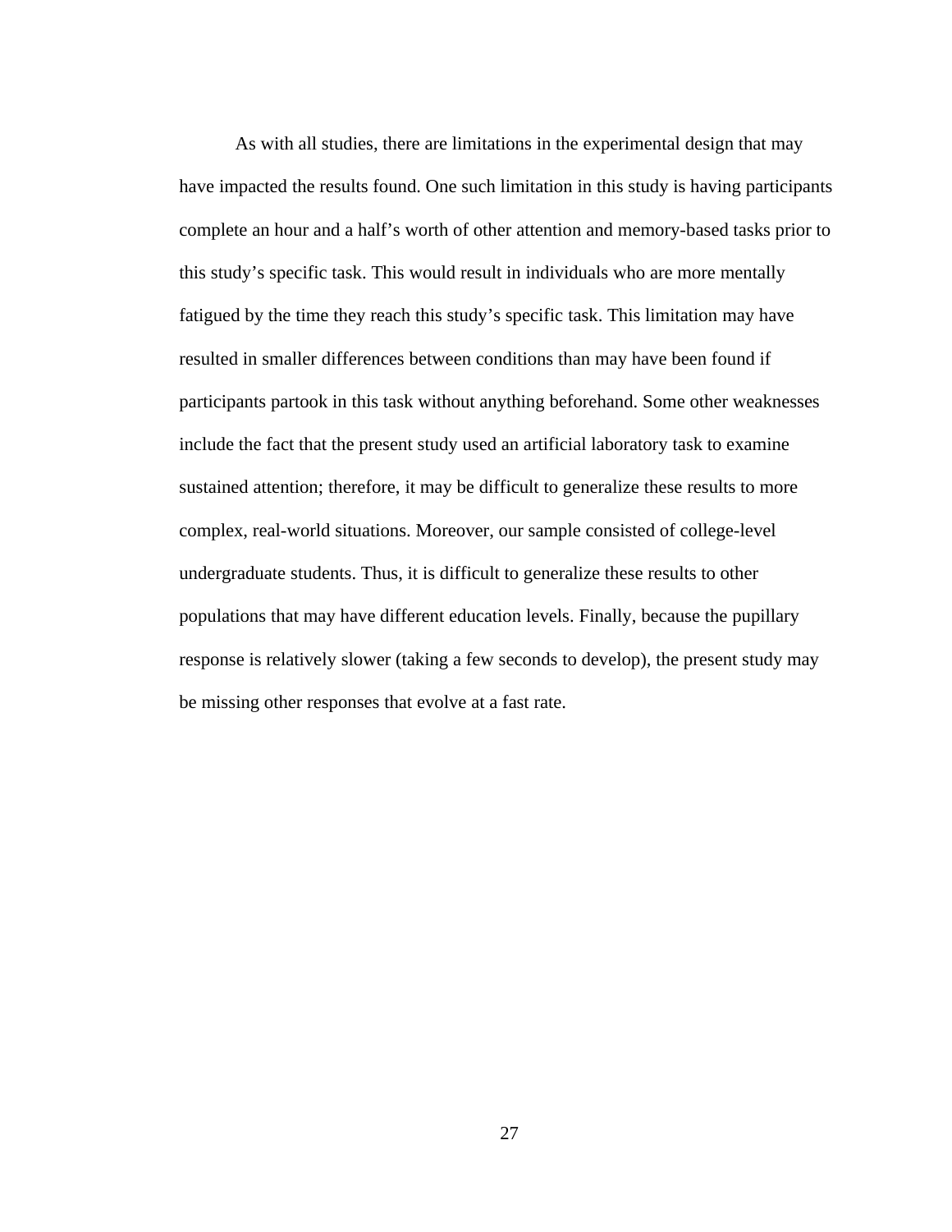As with all studies, there are limitations in the experimental design that may have impacted the results found. One such limitation in this study is having participants complete an hour and a half's worth of other attention and memory-based tasks prior to this study's specific task. This would result in individuals who are more mentally fatigued by the time they reach this study's specific task. This limitation may have resulted in smaller differences between conditions than may have been found if participants partook in this task without anything beforehand. Some other weaknesses include the fact that the present study used an artificial laboratory task to examine sustained attention; therefore, it may be difficult to generalize these results to more complex, real-world situations. Moreover, our sample consisted of college-level undergraduate students. Thus, it is difficult to generalize these results to other populations that may have different education levels. Finally, because the pupillary response is relatively slower (taking a few seconds to develop), the present study may be missing other responses that evolve at a fast rate.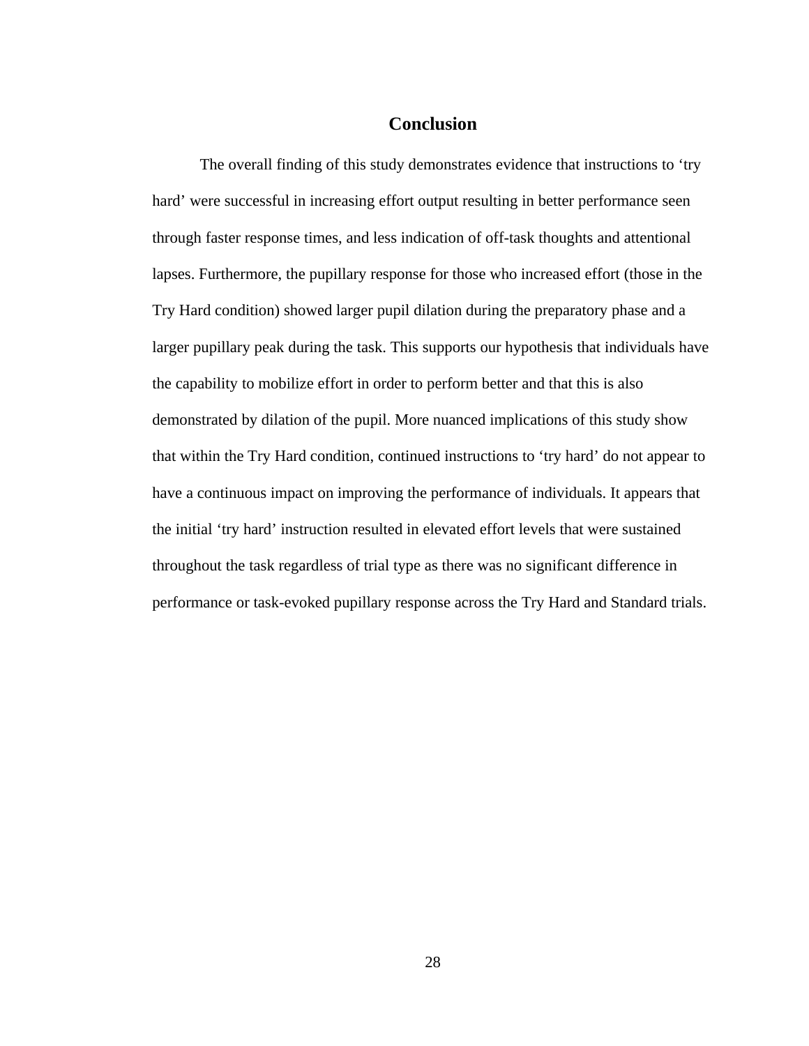# Conclusion

The overall finding of this study demonstrates evidence that instructions to 'try hard' were successful in increasing effort output resulting in better performance seen through faster response times, and less indication of off-task thoughts and attentional lapses. Furthermore, the pupillary response for those who increased effort (those in the Try Hard condition) showed larger pupil dilation during the preparatory phase and a larger pupillary peak during the task. This supports our hypothesis that individuals have the capability to mobilize effort in order to perform better and that this is also demonstrated by dilation of the pupil. More nuanced implications of this study show that within the Try Hard condition, continued instructions to 'try hard' do not appear to have a continuous impact on improving the performance of individuals. It appears that the initial 'try hard' instruction resulted in elevated effort levels that were sustained throughout the task regardless of trial type as there was no significant difference in performance or task-evoked pupillary response across the Try Hard and Standard trials.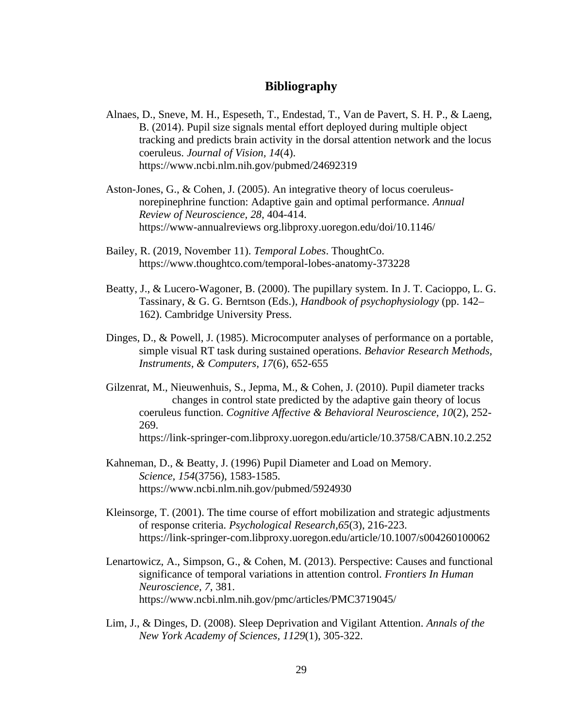# Bibliography

Alnaes, D., Sneve, M. H., Espeseth, T., Endestad, T., Van de Pavert, S. H. P., & Laeng, B. (2014). Pupil size signals mental effort deployed during multiple object tracking and predicts brain activity in the dorsal attention network and the locus coeruleus. *Journal of Vision, 14*(4). https://www.ncbi.nlm.nih.gov/pubmed/24692319

Aston-Jones, G., & Cohen, J. (2005). An integrative theory of locus coeruleus-norepinephrine function: Adaptive gain and optimal performance. *Annual Review of Neuroscience, 28*, 404-414. https://www-annualreviews org.libproxy.uoregon.edu/doi/10.1146/

Bailey, R. (2019, November 11). *Temporal Lobes*. ThoughtCo. https://www.thoughtco.com/temporal-lobes-anatomy-373228

Beatty, J., & Lucero-Wagoner, B. (2000). The pupillary system. In J. T. Cacioppo, L. G. Tassinary, & G. G. Berntson (Eds.), *Handbook of psychophysiology* (pp. 142–162). Cambridge University Press.

Dinges, D., & Powell, J. (1985). Microcomputer analyses of performance on a portable, simple visual RT task during sustained operations. *Behavior Research Methods, Instruments, & Computers, 17*(6), 652-655

Gilzenrat, M., Nieuwenhuis, S., Jepma, M., & Cohen, J. (2010). Pupil diameter tracks changes in control state predicted by the adaptive gain theory of locus coeruleus function. *Cognitive Affective & Behavioral Neuroscience, 10*(2), 252-269. https://link-springer-com.libproxy.uoregon.edu/article/10.3758/CABN.10.2.252

Kahneman, D., & Beatty, J. (1996) Pupil Diameter and Load on Memory. *Science, 154*(3756), 1583-1585. https://www.ncbi.nlm.nih.gov/pubmed/5924930

Kleinsorge, T. (2001). The time course of effort mobilization and strategic adjustments of response criteria. *Psychological Research,65*(3), 216-223. https://link-springer-com.libproxy.uoregon.edu/article/10.1007/s004260100062

Lenartowicz, A., Simpson, G., & Cohen, M. (2013). Perspective: Causes and functional significance of temporal variations in attention control. *Frontiers In Human Neuroscience, 7*, 381. https://www.ncbi.nlm.nih.gov/pmc/articles/PMC3719045/

Lim, J., & Dinges, D. (2008). Sleep Deprivation and Vigilant Attention. *Annals of the New York Academy of Sciences, 1129*(1), 305-322.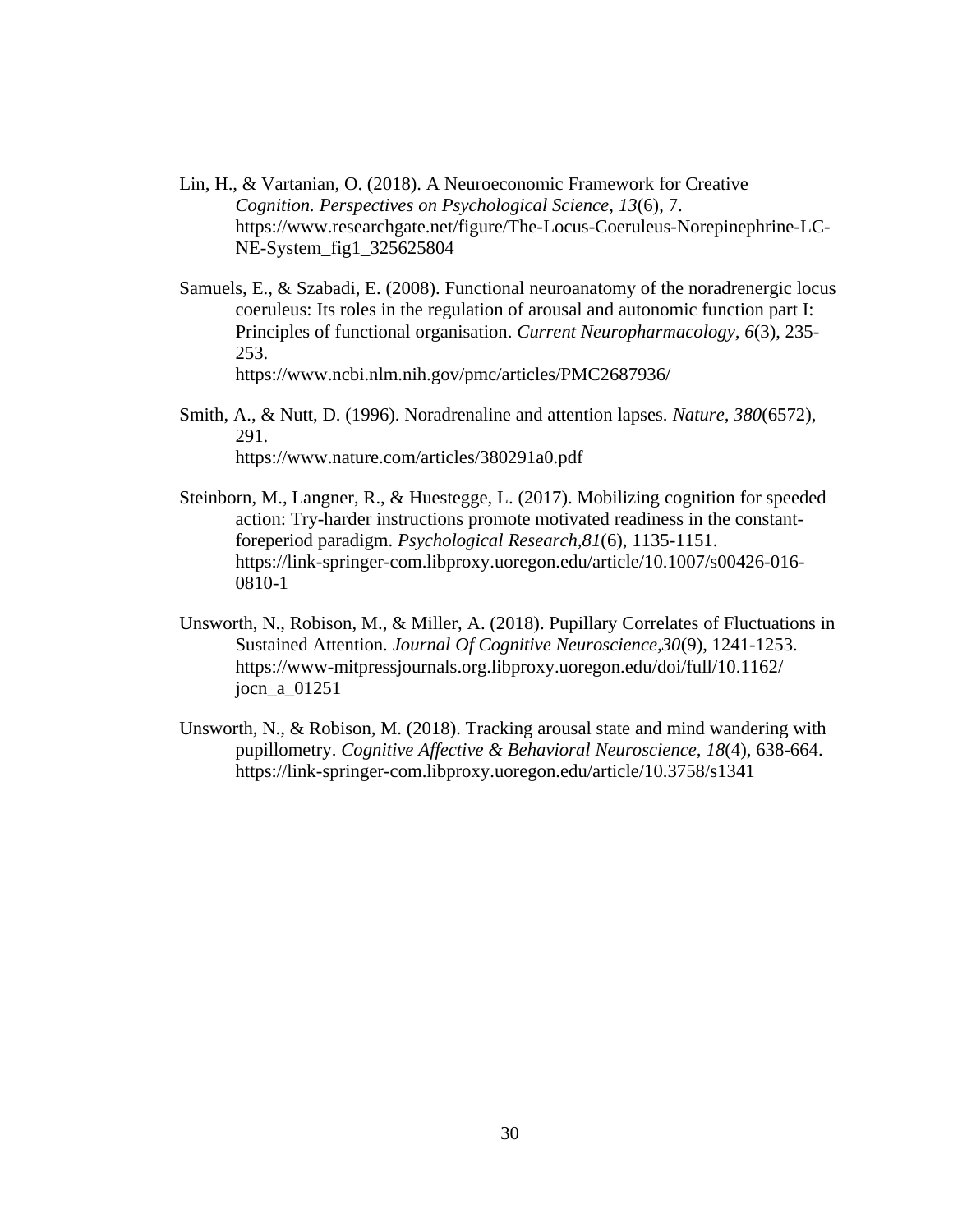Lin, H., & Vartanian, O. (2018). A Neuroeconomic Framework for Creative *Cognition. Perspectives on Psychological Science*, *13*(6), 7. https://www.researchgate.net/figure/The-Locus-Coeruleus-Norepinephrine-LC-NE-System_fig1_325625804

Samuels, E., & Szabadi, E. (2008). Functional neuroanatomy of the noradrenergic locus coeruleus: Its roles in the regulation of arousal and autonomic function part I: Principles of functional organisation. *Current Neuropharmacology*, *6*(3), 235-253. https://www.ncbi.nlm.nih.gov/pmc/articles/PMC2687936/

Smith, A., & Nutt, D. (1996). Noradrenaline and attention lapses. *Nature*, *380*(6572), 291. https://www.nature.com/articles/380291a0.pdf

Steinborn, M., Langner, R., & Huestegge, L. (2017). Mobilizing cognition for speeded action: Try-harder instructions promote motivated readiness in the constant-foreperiod paradigm. *Psychological Research,81*(6), 1135-1151. https://link-springer-com.libproxy.uoregon.edu/article/10.1007/s00426-016-0810-1

Unsworth, N., Robison, M., & Miller, A. (2018). Pupillary Correlates of Fluctuations in Sustained Attention. *Journal Of Cognitive Neuroscience,30*(9), 1241-1253. https://www-mitpressjournals.org.libproxy.uoregon.edu/doi/full/10.1162/jocn_a_01251

Unsworth, N., & Robison, M. (2018). Tracking arousal state and mind wandering with pupillometry. *Cognitive Affective & Behavioral Neuroscience*, *18*(4), 638-664. https://link-springer-com.libproxy.uoregon.edu/article/10.3758/s1341